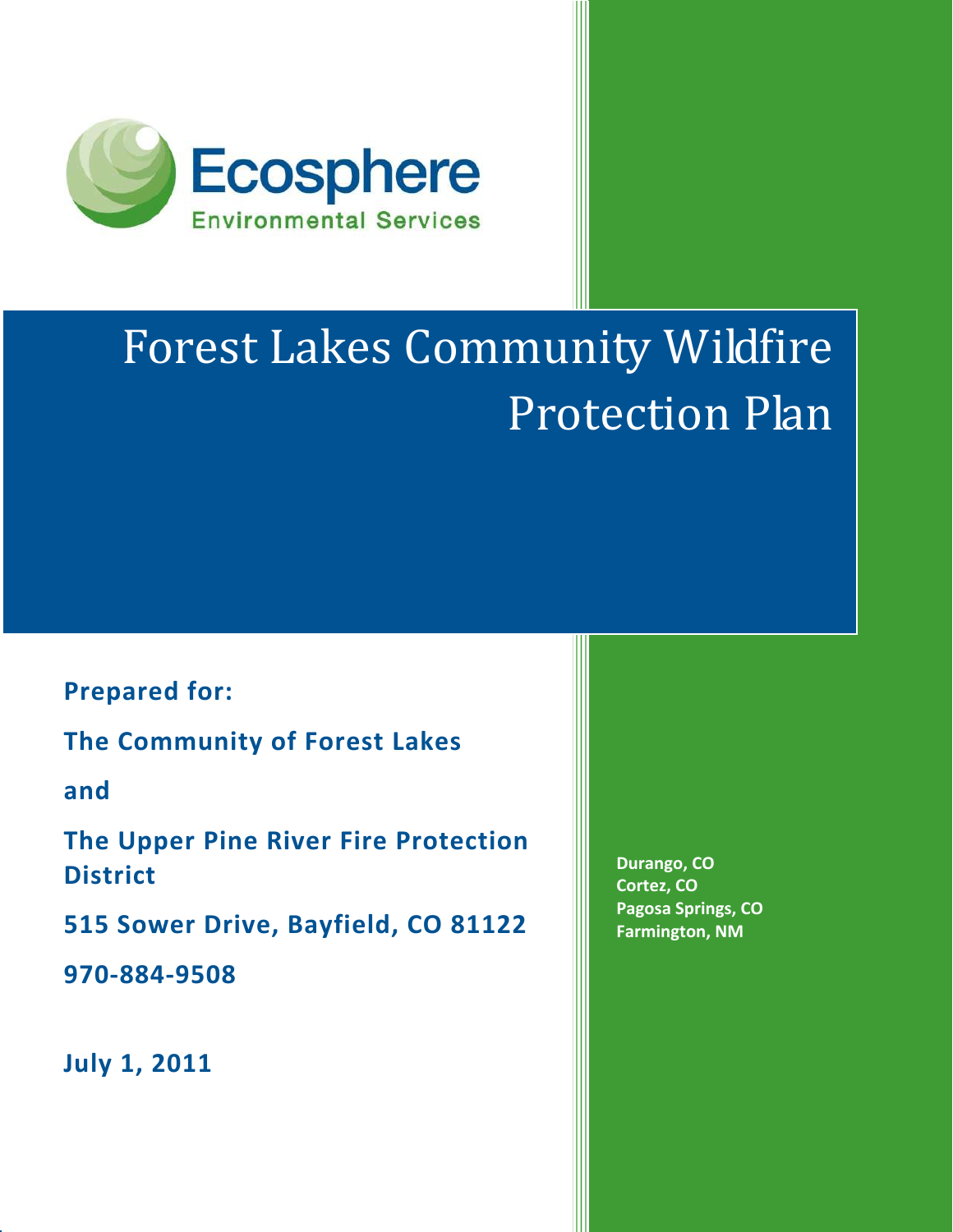Ecosphere

Environmental Services

# Forest Lakes Community Wildfire Protection Plan

**Prepared for:**

**The Community of Forest Lakes**

**and**

**The Upper Pine River Fire Protection District**

**515 Sower Drive, Bayfield, CO 81122**

**970-884-9508**

**July 1, 2011**

**Durango, CO**
**Cortez, CO**
**Pagosa Springs, CO**
**Farmington, NM**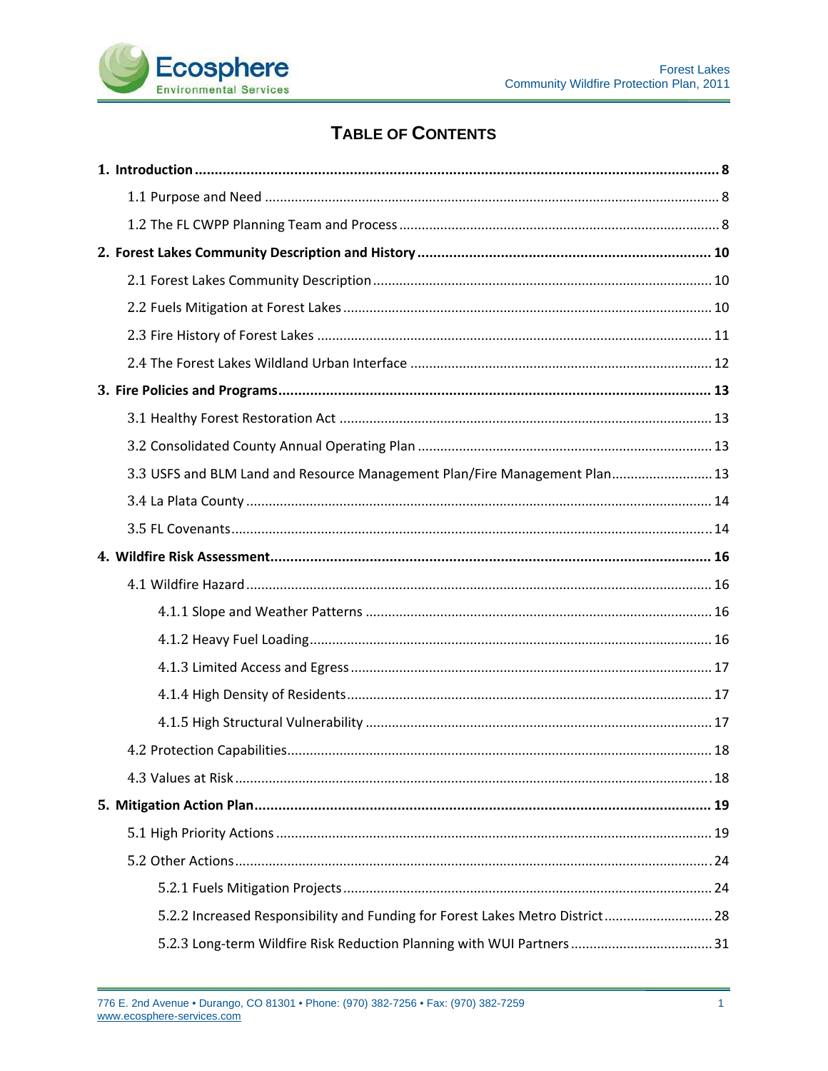# TABLE OF CONTENTS

**1. Introduction .................................................. 8**

1.1 Purpose and Need .................................................. 8

1.2 The FL CWPP Planning Team and Process .................................................. 8

**2. Forest Lakes Community Description and History .................................................. 10**

2.1 Forest Lakes Community Description .................................................. 10

2.2 Fuels Mitigation at Forest Lakes .................................................. 10

2.3 Fire History of Forest Lakes .................................................. 11

2.4 The Forest Lakes Wildland Urban Interface .................................................. 12

**3. Fire Policies and Programs .................................................. 13**

3.1 Healthy Forest Restoration Act .................................................. 13

3.2 Consolidated County Annual Operating Plan .................................................. 13

3.3 USFS and BLM Land and Resource Management Plan/Fire Management Plan .................................................. 13

3.4 La Plata County .................................................. 14

3.5 FL Covenants .................................................. 14

**4. Wildfire Risk Assessment .................................................. 16**

4.1 Wildfire Hazard .................................................. 16

4.1.1 Slope and Weather Patterns .................................................. 16

4.1.2 Heavy Fuel Loading .................................................. 16

4.1.3 Limited Access and Egress .................................................. 17

4.1.4 High Density of Residents .................................................. 17

4.1.5 High Structural Vulnerability .................................................. 17

4.2 Protection Capabilities .................................................. 18

4.3 Values at Risk .................................................. 18

**5. Mitigation Action Plan .................................................. 19**

5.1 High Priority Actions .................................................. 19

5.2 Other Actions .................................................. 24

5.2.1 Fuels Mitigation Projects .................................................. 24

5.2.2 Increased Responsibility and Funding for Forest Lakes Metro District .................................................. 28

5.2.3 Long-term Wildfire Risk Reduction Planning with WUI Partners .................................................. 31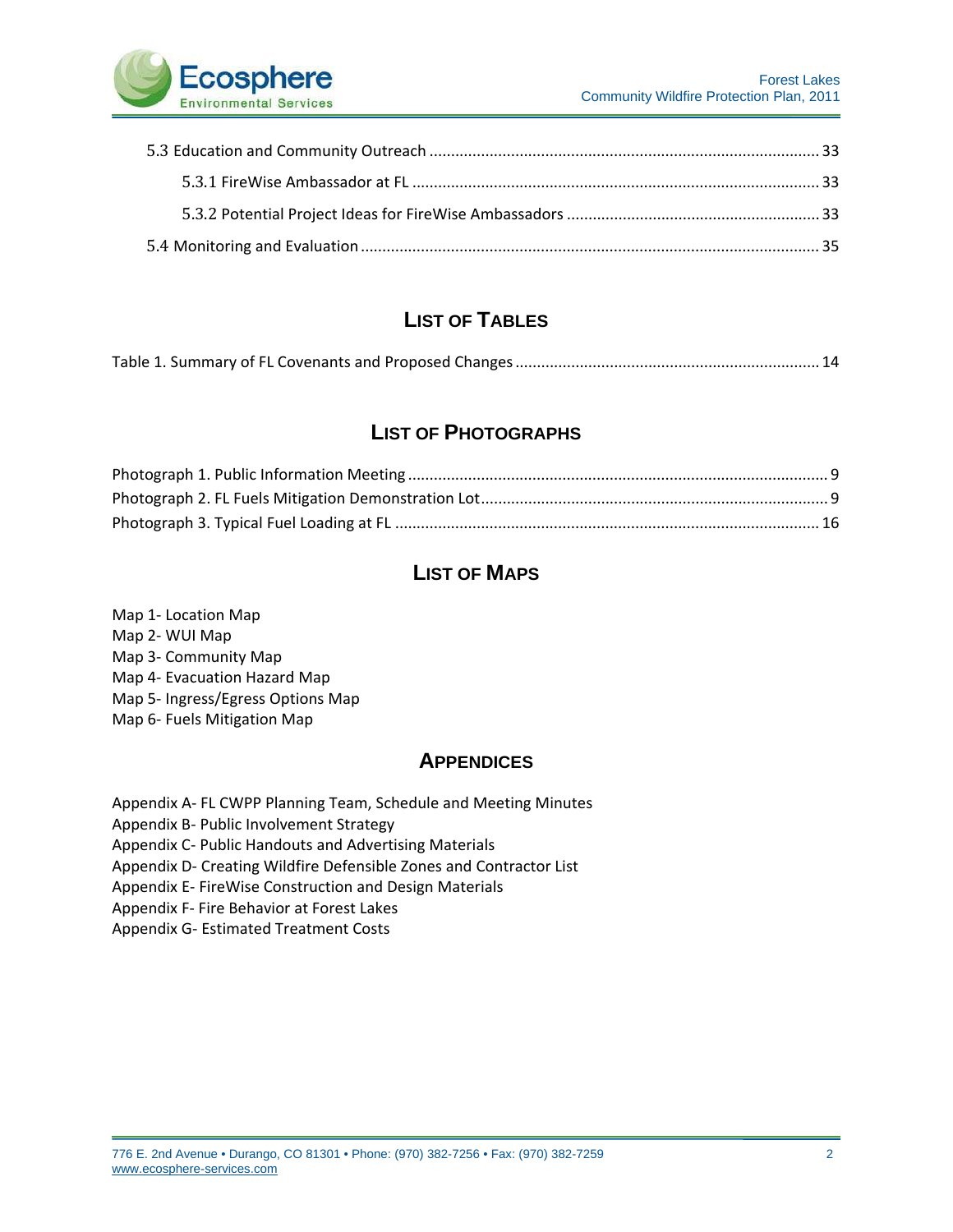5.3 Education and Community Outreach ........................................................................................ 33

5.3.1 FireWise Ambassador at FL ............................................................................................. 33

5.3.2 Potential Project Ideas for FireWise Ambassadors .......................................................... 33

5.4 Monitoring and Evaluation ......................................................................................................... 35

## LIST OF TABLES

Table 1. Summary of FL Covenants and Proposed Changes ...................................................................... 14

## LIST OF PHOTOGRAPHS

Photograph 1. Public Information Meeting ................................................................................................ 9
Photograph 2. FL Fuels Mitigation Demonstration Lot ................................................................................ 9
Photograph 3. Typical Fuel Loading at FL ................................................................................................. 16

## LIST OF MAPS

Map 1- Location Map
Map 2- WUI Map
Map 3- Community Map
Map 4- Evacuation Hazard Map
Map 5- Ingress/Egress Options Map
Map 6- Fuels Mitigation Map

## APPENDICES

Appendix A- FL CWPP Planning Team, Schedule and Meeting Minutes
Appendix B- Public Involvement Strategy
Appendix C- Public Handouts and Advertising Materials
Appendix D- Creating Wildfire Defensible Zones and Contractor List
Appendix E- FireWise Construction and Design Materials
Appendix F- Fire Behavior at Forest Lakes
Appendix G- Estimated Treatment Costs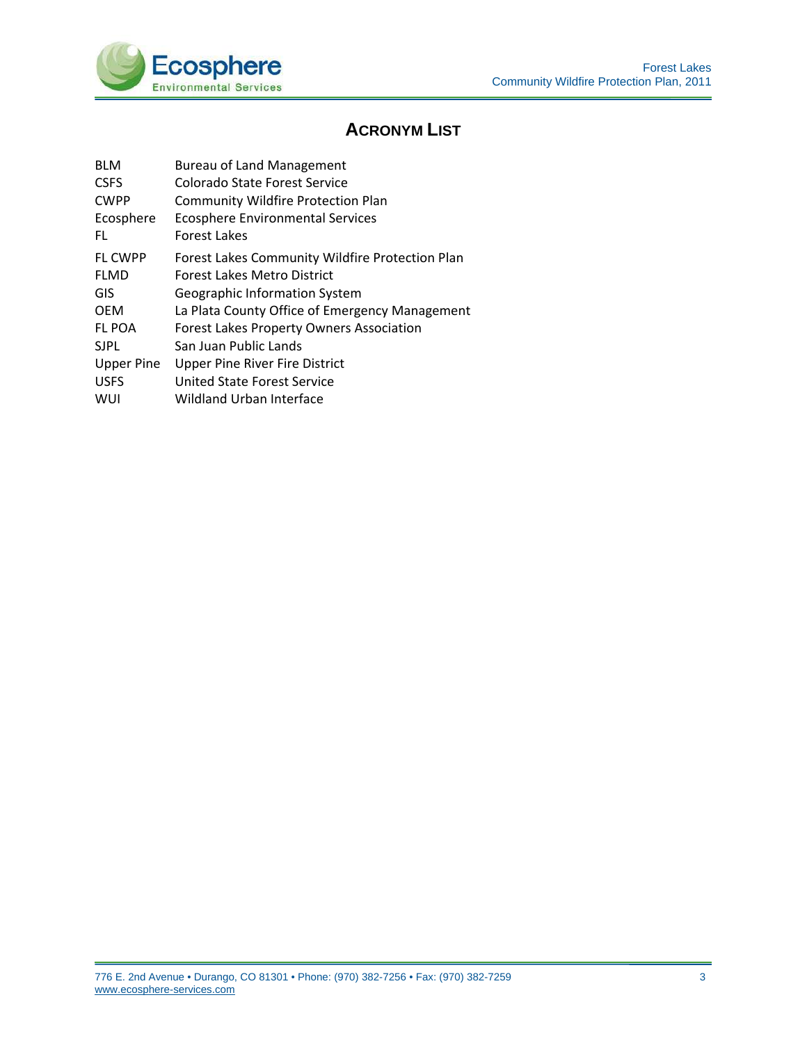# ACRONYM LIST

| | |
|---|---|
| BLM | Bureau of Land Management |
| CSFS | Colorado State Forest Service |
| CWPP | Community Wildfire Protection Plan |
| Ecosphere | Ecosphere Environmental Services |
| FL | Forest Lakes |
| FL CWPP | Forest Lakes Community Wildfire Protection Plan |
| FLMD | Forest Lakes Metro District |
| GIS | Geographic Information System |
| OEM | La Plata County Office of Emergency Management |
| FL POA | Forest Lakes Property Owners Association |
| SJPL | San Juan Public Lands |
| Upper Pine | Upper Pine River Fire District |
| USFS | United State Forest Service |
| WUI | Wildland Urban Interface |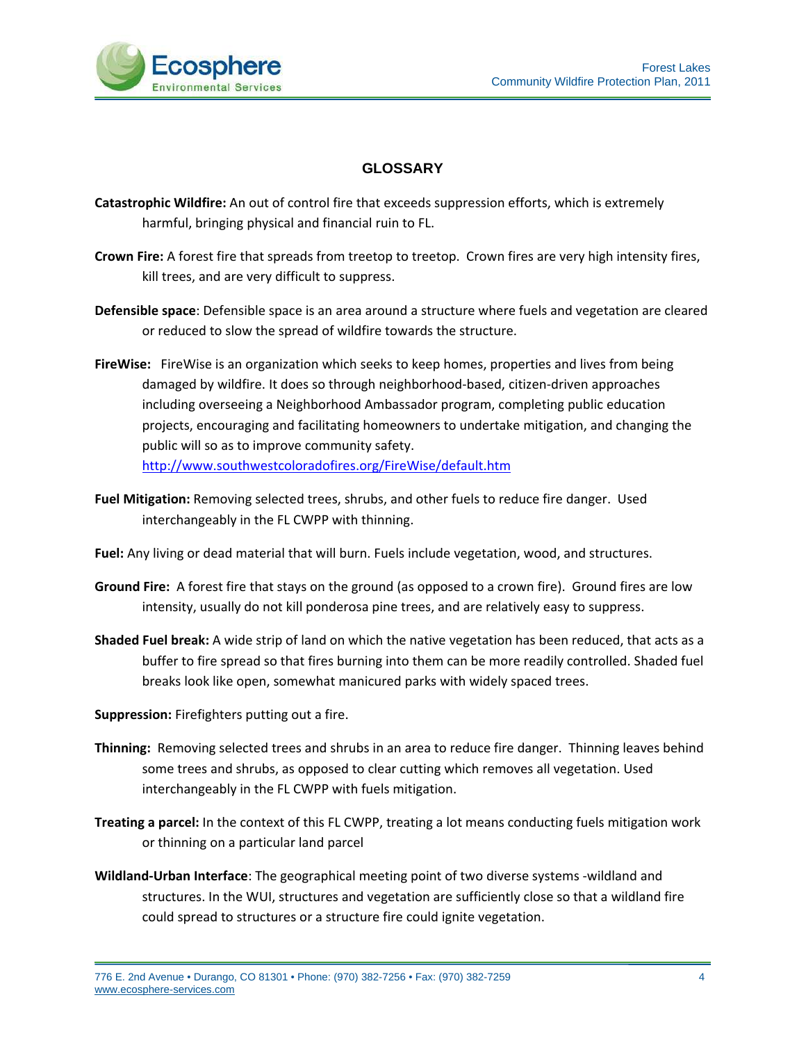## GLOSSARY

**Catastrophic Wildfire:** An out of control fire that exceeds suppression efforts, which is extremely harmful, bringing physical and financial ruin to FL.

**Crown Fire:** A forest fire that spreads from treetop to treetop. Crown fires are very high intensity fires, kill trees, and are very difficult to suppress.

**Defensible space**: Defensible space is an area around a structure where fuels and vegetation are cleared or reduced to slow the spread of wildfire towards the structure.

**FireWise:** FireWise is an organization which seeks to keep homes, properties and lives from being damaged by wildfire. It does so through neighborhood-based, citizen-driven approaches including overseeing a Neighborhood Ambassador program, completing public education projects, encouraging and facilitating homeowners to undertake mitigation, and changing the public will so as to improve community safety. http://www.southwestcoloradofires.org/FireWise/default.htm

**Fuel Mitigation:** Removing selected trees, shrubs, and other fuels to reduce fire danger. Used interchangeably in the FL CWPP with thinning.

**Fuel:** Any living or dead material that will burn. Fuels include vegetation, wood, and structures.

**Ground Fire:** A forest fire that stays on the ground (as opposed to a crown fire). Ground fires are low intensity, usually do not kill ponderosa pine trees, and are relatively easy to suppress.

**Shaded Fuel break:** A wide strip of land on which the native vegetation has been reduced, that acts as a buffer to fire spread so that fires burning into them can be more readily controlled. Shaded fuel breaks look like open, somewhat manicured parks with widely spaced trees.

**Suppression:** Firefighters putting out a fire.

**Thinning:** Removing selected trees and shrubs in an area to reduce fire danger. Thinning leaves behind some trees and shrubs, as opposed to clear cutting which removes all vegetation. Used interchangeably in the FL CWPP with fuels mitigation.

**Treating a parcel:** In the context of this FL CWPP, treating a lot means conducting fuels mitigation work or thinning on a particular land parcel

**Wildland-Urban Interface**: The geographical meeting point of two diverse systems -wildland and structures. In the WUI, structures and vegetation are sufficiently close so that a wildland fire could spread to structures or a structure fire could ignite vegetation.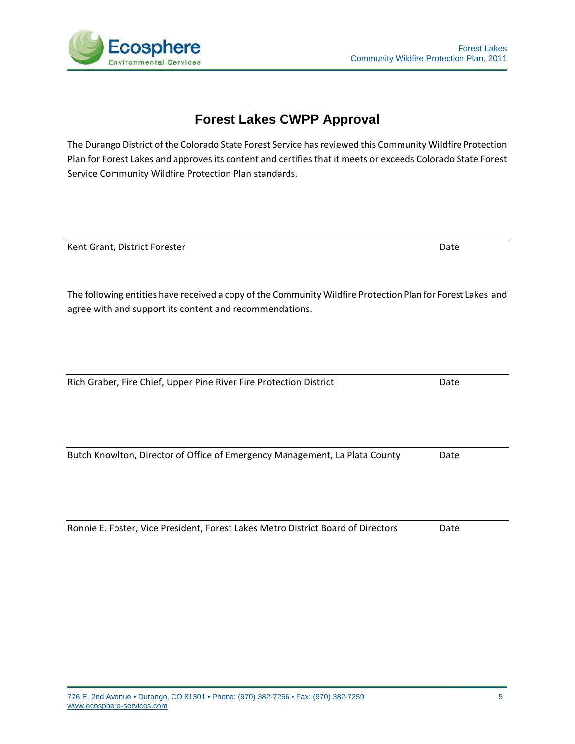# Forest Lakes CWPP Approval

The Durango District of the Colorado State Forest Service has reviewed this Community Wildfire Protection Plan for Forest Lakes and approves its content and certifies that it meets or exceeds Colorado State Forest Service Community Wildfire Protection Plan standards.

___________________________________________________________________________

Kent Grant, District Forester                                                                                   Date

The following entities have received a copy of the Community Wildfire Protection Plan for Forest Lakes and agree with and support its content and recommendations.

___________________________________________________________________________

Rich Graber, Fire Chief, Upper Pine River Fire Protection District                                 Date

___________________________________________________________________________

Butch Knowlton, Director of Office of Emergency Management, La Plata County          Date

___________________________________________________________________________

Ronnie E. Foster, Vice President, Forest Lakes Metro District Board of Directors          Date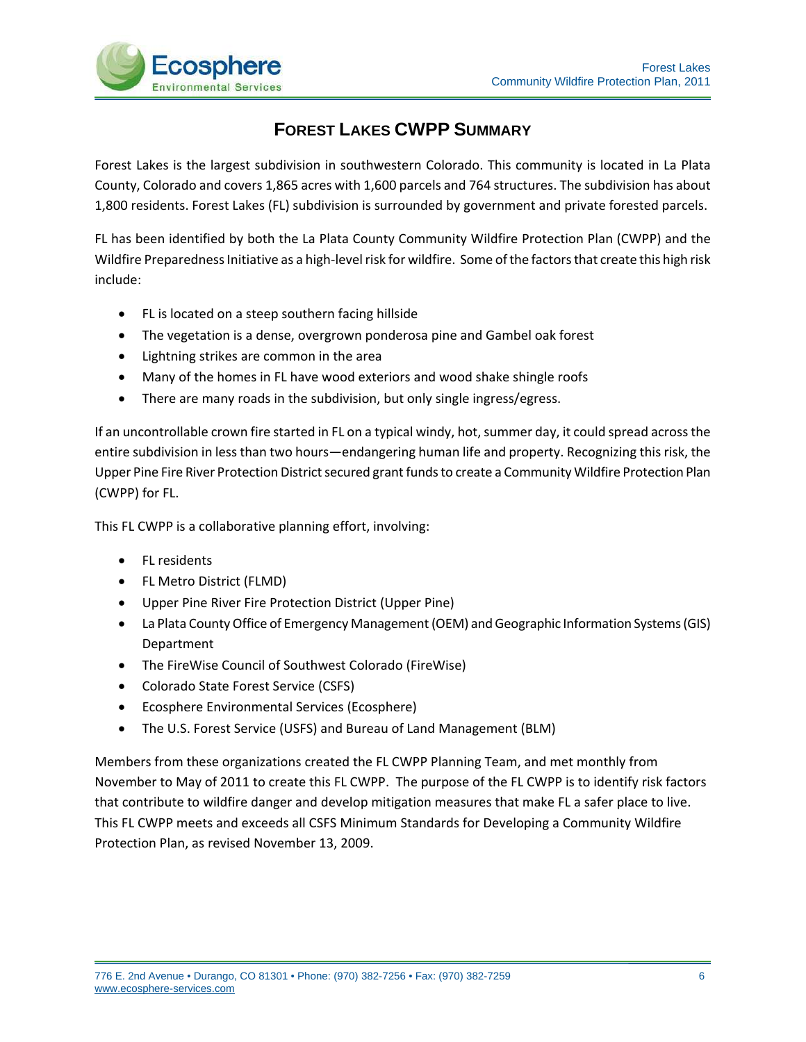# Forest Lakes CWPP Summary

Forest Lakes is the largest subdivision in southwestern Colorado. This community is located in La Plata County, Colorado and covers 1,865 acres with 1,600 parcels and 764 structures. The subdivision has about 1,800 residents. Forest Lakes (FL) subdivision is surrounded by government and private forested parcels.

FL has been identified by both the La Plata County Community Wildfire Protection Plan (CWPP) and the Wildfire Preparedness Initiative as a high-level risk for wildfire. Some of the factors that create this high risk include:

- FL is located on a steep southern facing hillside
- The vegetation is a dense, overgrown ponderosa pine and Gambel oak forest
- Lightning strikes are common in the area
- Many of the homes in FL have wood exteriors and wood shake shingle roofs
- There are many roads in the subdivision, but only single ingress/egress.

If an uncontrollable crown fire started in FL on a typical windy, hot, summer day, it could spread across the entire subdivision in less than two hours—endangering human life and property. Recognizing this risk, the Upper Pine Fire River Protection District secured grant funds to create a Community Wildfire Protection Plan (CWPP) for FL.

This FL CWPP is a collaborative planning effort, involving:

- FL residents
- FL Metro District (FLMD)
- Upper Pine River Fire Protection District (Upper Pine)
- La Plata County Office of Emergency Management (OEM) and Geographic Information Systems (GIS) Department
- The FireWise Council of Southwest Colorado (FireWise)
- Colorado State Forest Service (CSFS)
- Ecosphere Environmental Services (Ecosphere)
- The U.S. Forest Service (USFS) and Bureau of Land Management (BLM)

Members from these organizations created the FL CWPP Planning Team, and met monthly from November to May of 2011 to create this FL CWPP. The purpose of the FL CWPP is to identify risk factors that contribute to wildfire danger and develop mitigation measures that make FL a safer place to live. This FL CWPP meets and exceeds all CSFS Minimum Standards for Developing a Community Wildfire Protection Plan, as revised November 13, 2009.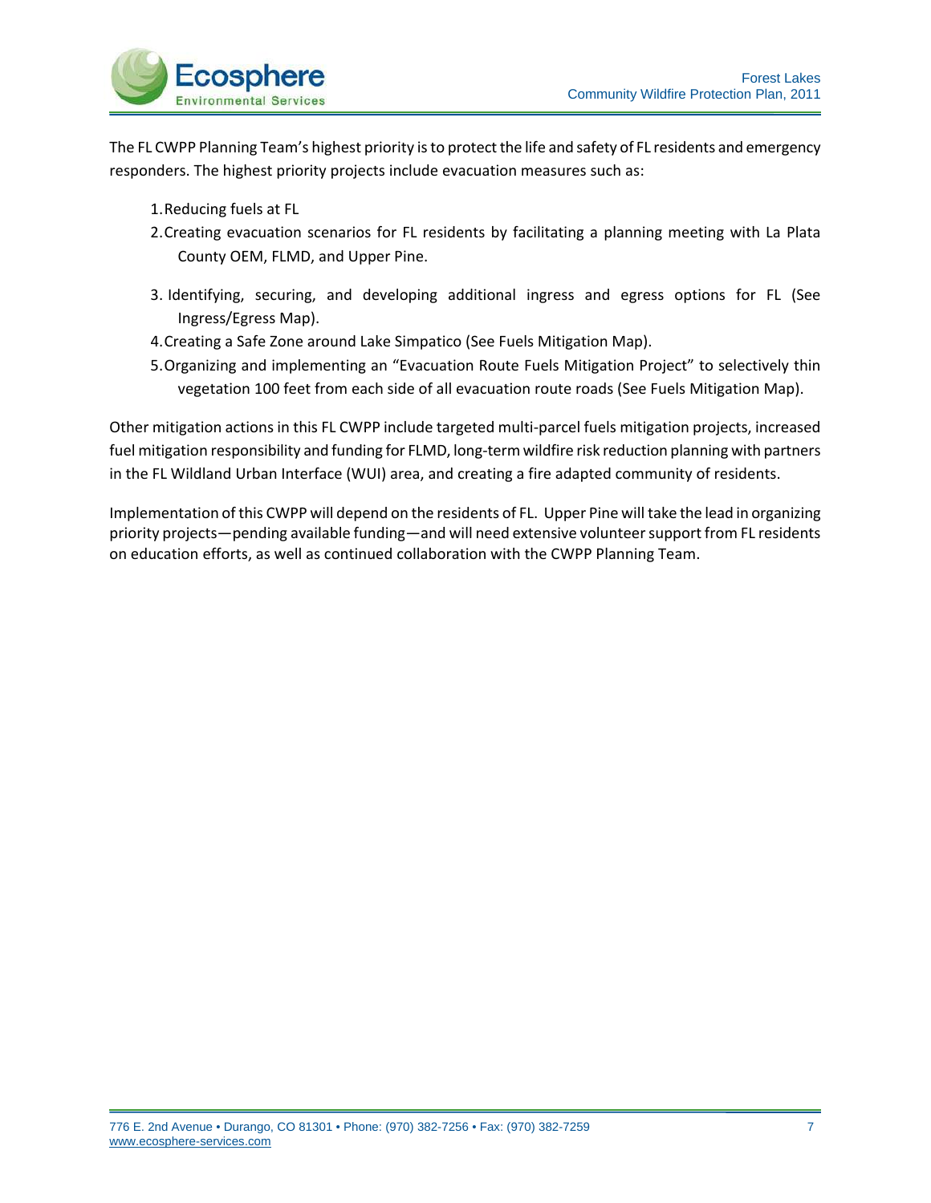The FL CWPP Planning Team's highest priority is to protect the life and safety of FL residents and emergency responders. The highest priority projects include evacuation measures such as:

1. Reducing fuels at FL
2. Creating evacuation scenarios for FL residents by facilitating a planning meeting with La Plata County OEM, FLMD, and Upper Pine.
3. Identifying, securing, and developing additional ingress and egress options for FL (See Ingress/Egress Map).
4. Creating a Safe Zone around Lake Simpatico (See Fuels Mitigation Map).
5. Organizing and implementing an "Evacuation Route Fuels Mitigation Project" to selectively thin vegetation 100 feet from each side of all evacuation route roads (See Fuels Mitigation Map).

Other mitigation actions in this FL CWPP include targeted multi-parcel fuels mitigation projects, increased fuel mitigation responsibility and funding for FLMD, long-term wildfire risk reduction planning with partners in the FL Wildland Urban Interface (WUI) area, and creating a fire adapted community of residents.

Implementation of this CWPP will depend on the residents of FL. Upper Pine will take the lead in organizing priority projects—pending available funding—and will need extensive volunteer support from FL residents on education efforts, as well as continued collaboration with the CWPP Planning Team.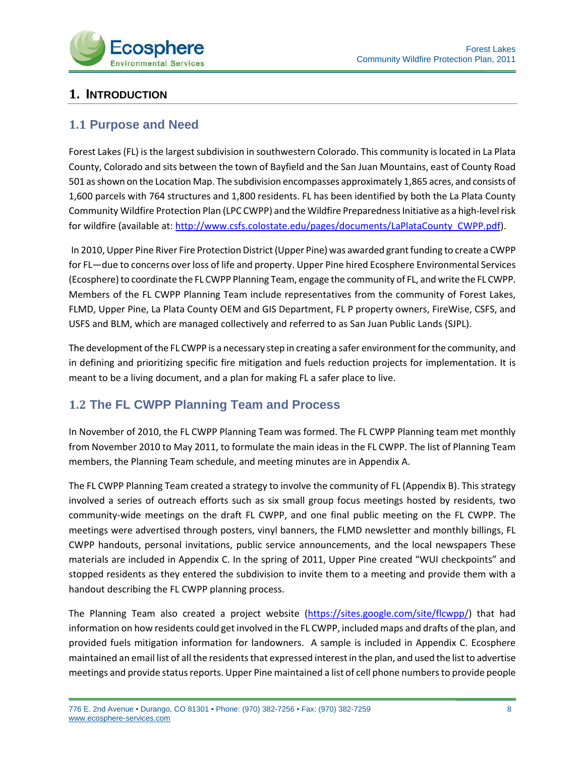# 1. Introduction

## 1.1 Purpose and Need

Forest Lakes (FL) is the largest subdivision in southwestern Colorado. This community is located in La Plata County, Colorado and sits between the town of Bayfield and the San Juan Mountains, east of County Road 501 as shown on the Location Map. The subdivision encompasses approximately 1,865 acres, and consists of 1,600 parcels with 764 structures and 1,800 residents. FL has been identified by both the La Plata County Community Wildfire Protection Plan (LPC CWPP) and the Wildfire Preparedness Initiative as a high-level risk for wildfire (available at: http://www.csfs.colostate.edu/pages/documents/LaPlataCounty_CWPP.pdf).

In 2010, Upper Pine River Fire Protection District (Upper Pine) was awarded grant funding to create a CWPP for FL—due to concerns over loss of life and property. Upper Pine hired Ecosphere Environmental Services (Ecosphere) to coordinate the FL CWPP Planning Team, engage the community of FL, and write the FL CWPP. Members of the FL CWPP Planning Team include representatives from the community of Forest Lakes, FLMD, Upper Pine, La Plata County OEM and GIS Department, FL P property owners, FireWise, CSFS, and USFS and BLM, which are managed collectively and referred to as San Juan Public Lands (SJPL).

The development of the FL CWPP is a necessary step in creating a safer environment for the community, and in defining and prioritizing specific fire mitigation and fuels reduction projects for implementation. It is meant to be a living document, and a plan for making FL a safer place to live.

## 1.2 The FL CWPP Planning Team and Process

In November of 2010, the FL CWPP Planning Team was formed. The FL CWPP Planning team met monthly from November 2010 to May 2011, to formulate the main ideas in the FL CWPP. The list of Planning Team members, the Planning Team schedule, and meeting minutes are in Appendix A.

The FL CWPP Planning Team created a strategy to involve the community of FL (Appendix B). This strategy involved a series of outreach efforts such as six small group focus meetings hosted by residents, two community-wide meetings on the draft FL CWPP, and one final public meeting on the FL CWPP. The meetings were advertised through posters, vinyl banners, the FLMD newsletter and monthly billings, FL CWPP handouts, personal invitations, public service announcements, and the local newspapers These materials are included in Appendix C. In the spring of 2011, Upper Pine created "WUI checkpoints" and stopped residents as they entered the subdivision to invite them to a meeting and provide them with a handout describing the FL CWPP planning process.

The Planning Team also created a project website (https://sites.google.com/site/flcwpp/) that had information on how residents could get involved in the FL CWPP, included maps and drafts of the plan, and provided fuels mitigation information for landowners. A sample is included in Appendix C. Ecosphere maintained an email list of all the residents that expressed interest in the plan, and used the list to advertise meetings and provide status reports. Upper Pine maintained a list of cell phone numbers to provide people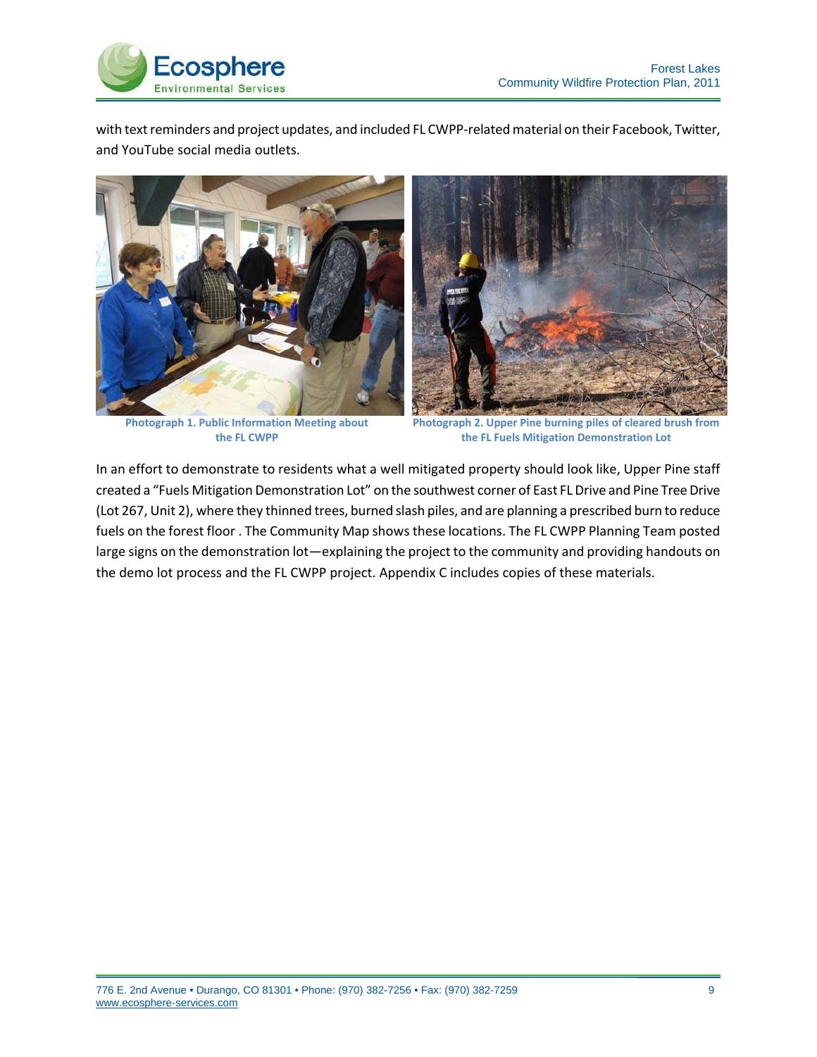with text reminders and project updates, and included FL CWPP-related material on their Facebook, Twitter, and YouTube social media outlets.

**Photograph 1. Public Information Meeting about the FL CWPP**

**Photograph 2. Upper Pine burning piles of cleared brush from the FL Fuels Mitigation Demonstration Lot**

In an effort to demonstrate to residents what a well mitigated property should look like, Upper Pine staff created a "Fuels Mitigation Demonstration Lot" on the southwest corner of East FL Drive and Pine Tree Drive (Lot 267, Unit 2), where they thinned trees, burned slash piles, and are planning a prescribed burn to reduce fuels on the forest floor . The Community Map shows these locations. The FL CWPP Planning Team posted large signs on the demonstration lot—explaining the project to the community and providing handouts on the demo lot process and the FL CWPP project. Appendix C includes copies of these materials.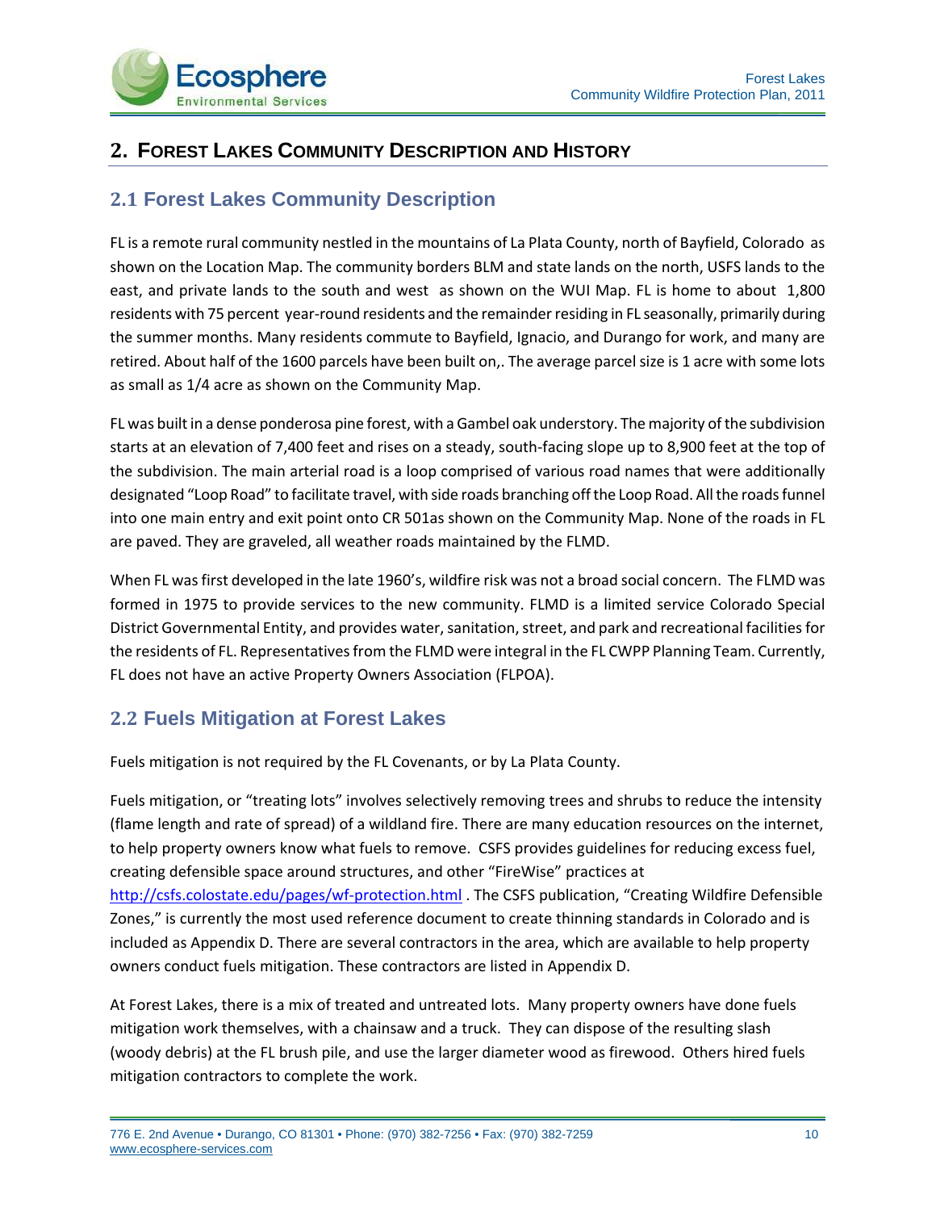## 2. Forest Lakes Community Description and History

### 2.1 Forest Lakes Community Description

FL is a remote rural community nestled in the mountains of La Plata County, north of Bayfield, Colorado as shown on the Location Map. The community borders BLM and state lands on the north, USFS lands to the east, and private lands to the south and west as shown on the WUI Map. FL is home to about 1,800 residents with 75 percent year-round residents and the remainder residing in FL seasonally, primarily during the summer months. Many residents commute to Bayfield, Ignacio, and Durango for work, and many are retired. About half of the 1600 parcels have been built on,. The average parcel size is 1 acre with some lots as small as 1/4 acre as shown on the Community Map.

FL was built in a dense ponderosa pine forest, with a Gambel oak understory. The majority of the subdivision starts at an elevation of 7,400 feet and rises on a steady, south-facing slope up to 8,900 feet at the top of the subdivision. The main arterial road is a loop comprised of various road names that were additionally designated "Loop Road" to facilitate travel, with side roads branching off the Loop Road. All the roads funnel into one main entry and exit point onto CR 501as shown on the Community Map. None of the roads in FL are paved. They are graveled, all weather roads maintained by the FLMD.

When FL was first developed in the late 1960's, wildfire risk was not a broad social concern. The FLMD was formed in 1975 to provide services to the new community. FLMD is a limited service Colorado Special District Governmental Entity, and provides water, sanitation, street, and park and recreational facilities for the residents of FL. Representatives from the FLMD were integral in the FL CWPP Planning Team. Currently, FL does not have an active Property Owners Association (FLPOA).

### 2.2 Fuels Mitigation at Forest Lakes

Fuels mitigation is not required by the FL Covenants, or by La Plata County.

Fuels mitigation, or "treating lots" involves selectively removing trees and shrubs to reduce the intensity (flame length and rate of spread) of a wildland fire. There are many education resources on the internet, to help property owners know what fuels to remove. CSFS provides guidelines for reducing excess fuel, creating defensible space around structures, and other "FireWise" practices at http://csfs.colostate.edu/pages/wf-protection.html . The CSFS publication, "Creating Wildfire Defensible Zones," is currently the most used reference document to create thinning standards in Colorado and is included as Appendix D. There are several contractors in the area, which are available to help property owners conduct fuels mitigation. These contractors are listed in Appendix D.

At Forest Lakes, there is a mix of treated and untreated lots. Many property owners have done fuels mitigation work themselves, with a chainsaw and a truck. They can dispose of the resulting slash (woody debris) at the FL brush pile, and use the larger diameter wood as firewood. Others hired fuels mitigation contractors to complete the work.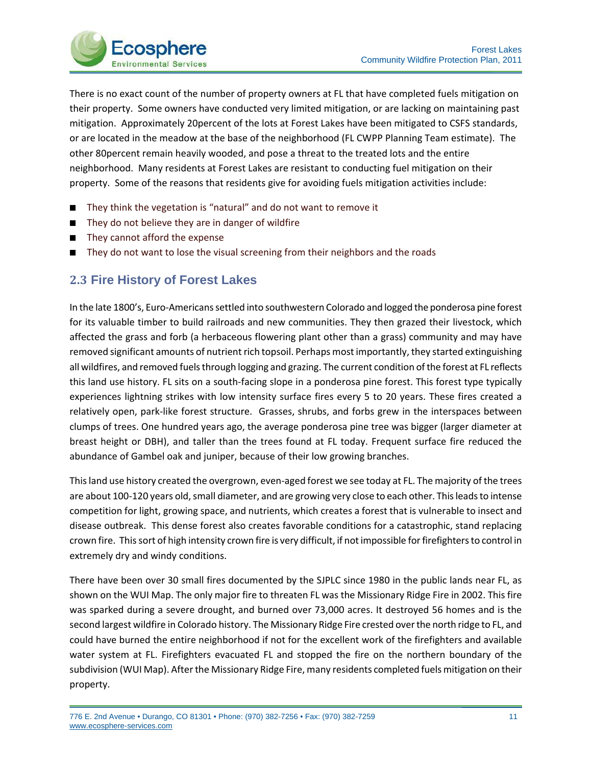There is no exact count of the number of property owners at FL that have completed fuels mitigation on their property. Some owners have conducted very limited mitigation, or are lacking on maintaining past mitigation. Approximately 20percent of the lots at Forest Lakes have been mitigated to CSFS standards, or are located in the meadow at the base of the neighborhood (FL CWPP Planning Team estimate). The other 80percent remain heavily wooded, and pose a threat to the treated lots and the entire neighborhood. Many residents at Forest Lakes are resistant to conducting fuel mitigation on their property. Some of the reasons that residents give for avoiding fuels mitigation activities include:

- They think the vegetation is "natural" and do not want to remove it
- They do not believe they are in danger of wildfire
- They cannot afford the expense
- They do not want to lose the visual screening from their neighbors and the roads

## 2.3 Fire History of Forest Lakes

In the late 1800's, Euro-Americans settled into southwestern Colorado and logged the ponderosa pine forest for its valuable timber to build railroads and new communities. They then grazed their livestock, which affected the grass and forb (a herbaceous flowering plant other than a grass) community and may have removed significant amounts of nutrient rich topsoil. Perhaps most importantly, they started extinguishing all wildfires, and removed fuels through logging and grazing. The current condition of the forest at FL reflects this land use history. FL sits on a south-facing slope in a ponderosa pine forest. This forest type typically experiences lightning strikes with low intensity surface fires every 5 to 20 years. These fires created a relatively open, park-like forest structure. Grasses, shrubs, and forbs grew in the interspaces between clumps of trees. One hundred years ago, the average ponderosa pine tree was bigger (larger diameter at breast height or DBH), and taller than the trees found at FL today. Frequent surface fire reduced the abundance of Gambel oak and juniper, because of their low growing branches.

This land use history created the overgrown, even-aged forest we see today at FL. The majority of the trees are about 100-120 years old, small diameter, and are growing very close to each other. This leads to intense competition for light, growing space, and nutrients, which creates a forest that is vulnerable to insect and disease outbreak. This dense forest also creates favorable conditions for a catastrophic, stand replacing crown fire. This sort of high intensity crown fire is very difficult, if not impossible for firefighters to control in extremely dry and windy conditions.

There have been over 30 small fires documented by the SJPLC since 1980 in the public lands near FL, as shown on the WUI Map. The only major fire to threaten FL was the Missionary Ridge Fire in 2002. This fire was sparked during a severe drought, and burned over 73,000 acres. It destroyed 56 homes and is the second largest wildfire in Colorado history. The Missionary Ridge Fire crested over the north ridge to FL, and could have burned the entire neighborhood if not for the excellent work of the firefighters and available water system at FL. Firefighters evacuated FL and stopped the fire on the northern boundary of the subdivision (WUI Map). After the Missionary Ridge Fire, many residents completed fuels mitigation on their property.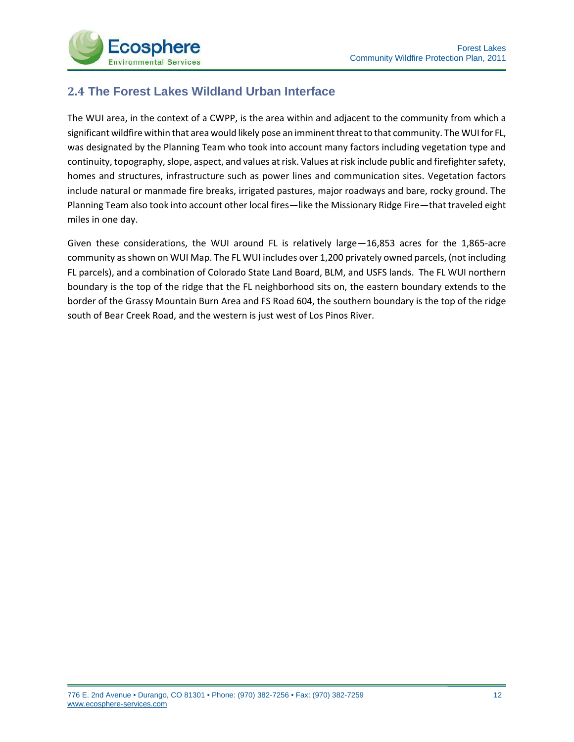## 2.4 The Forest Lakes Wildland Urban Interface

The WUI area, in the context of a CWPP, is the area within and adjacent to the community from which a significant wildfire within that area would likely pose an imminent threat to that community. The WUI for FL, was designated by the Planning Team who took into account many factors including vegetation type and continuity, topography, slope, aspect, and values at risk. Values at risk include public and firefighter safety, homes and structures, infrastructure such as power lines and communication sites. Vegetation factors include natural or manmade fire breaks, irrigated pastures, major roadways and bare, rocky ground. The Planning Team also took into account other local fires—like the Missionary Ridge Fire—that traveled eight miles in one day.

Given these considerations, the WUI around FL is relatively large—16,853 acres for the 1,865-acre community as shown on WUI Map. The FL WUI includes over 1,200 privately owned parcels, (not including FL parcels), and a combination of Colorado State Land Board, BLM, and USFS lands. The FL WUI northern boundary is the top of the ridge that the FL neighborhood sits on, the eastern boundary extends to the border of the Grassy Mountain Burn Area and FS Road 604, the southern boundary is the top of the ridge south of Bear Creek Road, and the western is just west of Los Pinos River.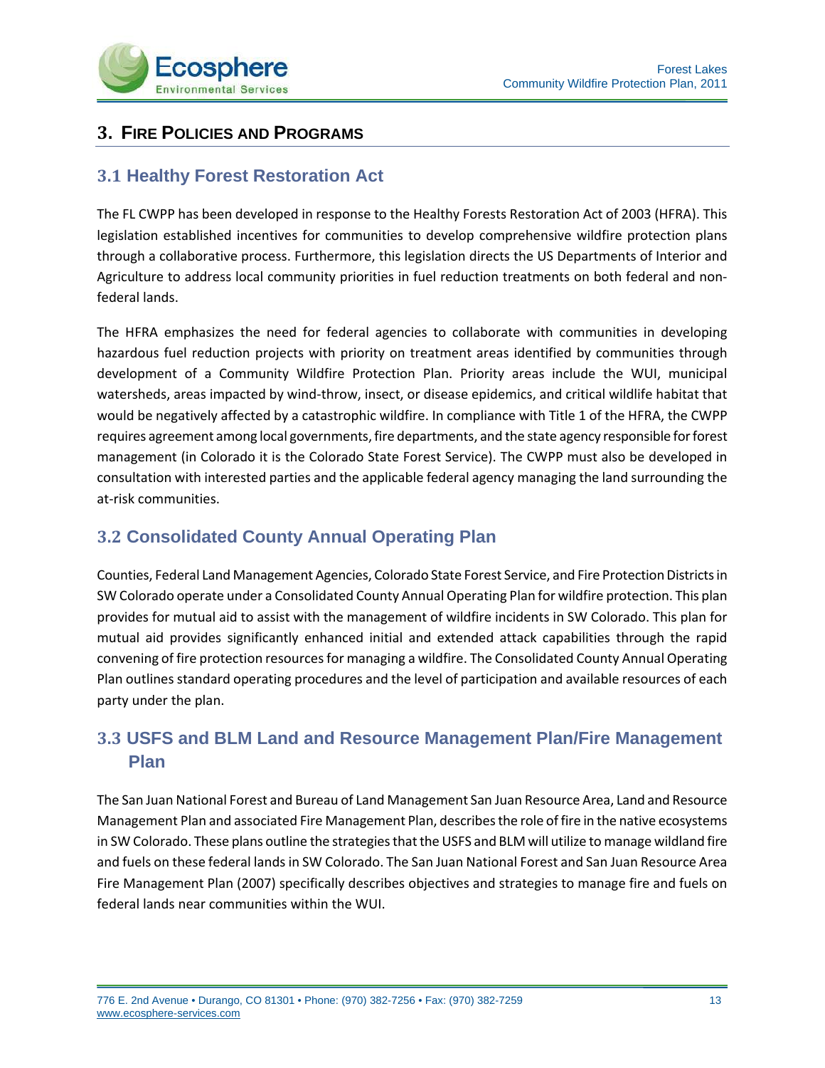# 3. Fire Policies and Programs

## 3.1 Healthy Forest Restoration Act

The FL CWPP has been developed in response to the Healthy Forests Restoration Act of 2003 (HFRA). This legislation established incentives for communities to develop comprehensive wildfire protection plans through a collaborative process. Furthermore, this legislation directs the US Departments of Interior and Agriculture to address local community priorities in fuel reduction treatments on both federal and non-federal lands.

The HFRA emphasizes the need for federal agencies to collaborate with communities in developing hazardous fuel reduction projects with priority on treatment areas identified by communities through development of a Community Wildfire Protection Plan. Priority areas include the WUI, municipal watersheds, areas impacted by wind-throw, insect, or disease epidemics, and critical wildlife habitat that would be negatively affected by a catastrophic wildfire. In compliance with Title 1 of the HFRA, the CWPP requires agreement among local governments, fire departments, and the state agency responsible for forest management (in Colorado it is the Colorado State Forest Service). The CWPP must also be developed in consultation with interested parties and the applicable federal agency managing the land surrounding the at-risk communities.

## 3.2 Consolidated County Annual Operating Plan

Counties, Federal Land Management Agencies, Colorado State Forest Service, and Fire Protection Districts in SW Colorado operate under a Consolidated County Annual Operating Plan for wildfire protection. This plan provides for mutual aid to assist with the management of wildfire incidents in SW Colorado. This plan for mutual aid provides significantly enhanced initial and extended attack capabilities through the rapid convening of fire protection resources for managing a wildfire. The Consolidated County Annual Operating Plan outlines standard operating procedures and the level of participation and available resources of each party under the plan.

## 3.3 USFS and BLM Land and Resource Management Plan/Fire Management Plan

The San Juan National Forest and Bureau of Land Management San Juan Resource Area, Land and Resource Management Plan and associated Fire Management Plan, describes the role of fire in the native ecosystems in SW Colorado. These plans outline the strategies that the USFS and BLM will utilize to manage wildland fire and fuels on these federal lands in SW Colorado. The San Juan National Forest and San Juan Resource Area Fire Management Plan (2007) specifically describes objectives and strategies to manage fire and fuels on federal lands near communities within the WUI.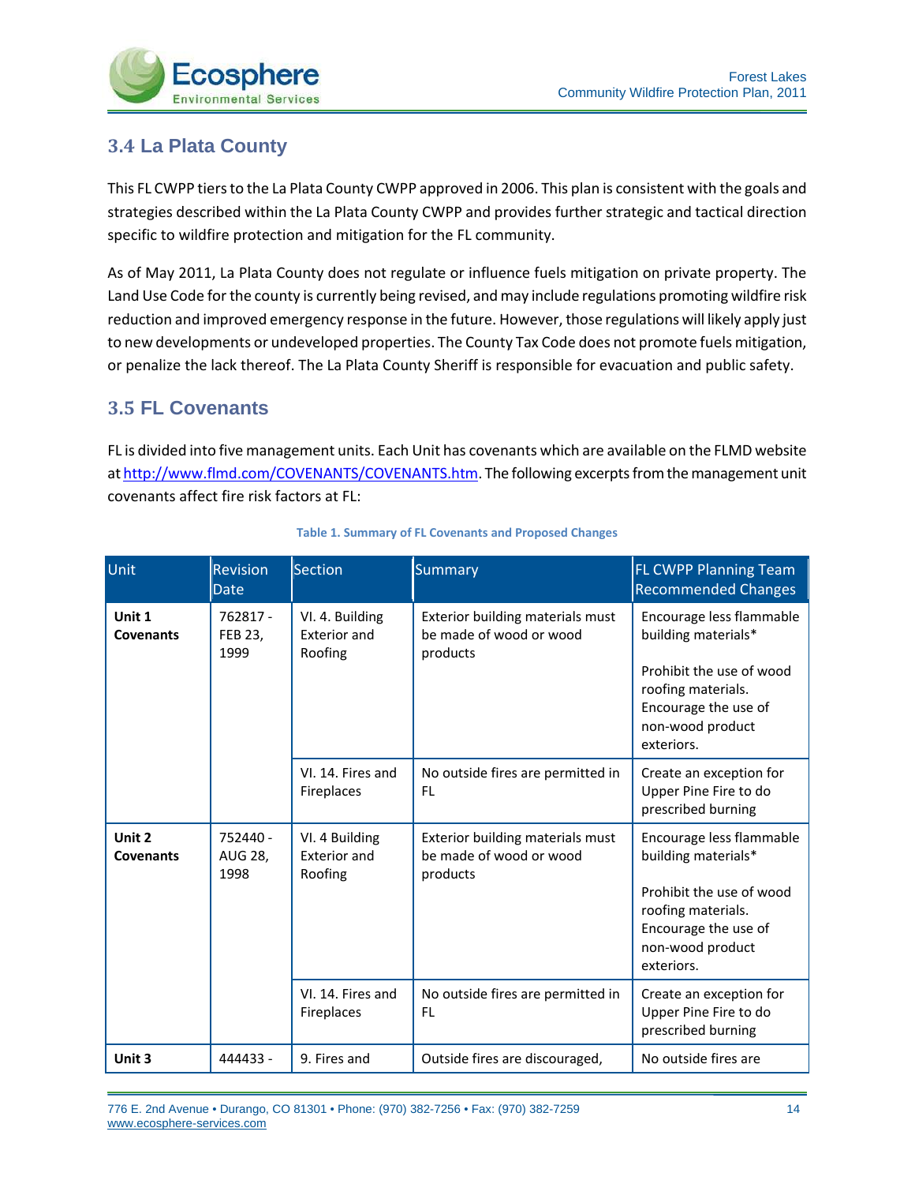## 3.4 La Plata County

This FL CWPP tiers to the La Plata County CWPP approved in 2006. This plan is consistent with the goals and strategies described within the La Plata County CWPP and provides further strategic and tactical direction specific to wildfire protection and mitigation for the FL community.

As of May 2011, La Plata County does not regulate or influence fuels mitigation on private property. The Land Use Code for the county is currently being revised, and may include regulations promoting wildfire risk reduction and improved emergency response in the future. However, those regulations will likely apply just to new developments or undeveloped properties. The County Tax Code does not promote fuels mitigation, or penalize the lack thereof. The La Plata County Sheriff is responsible for evacuation and public safety.

## 3.5 FL Covenants

FL is divided into five management units. Each Unit has covenants which are available on the FLMD website at http://www.flmd.com/COVENANTS/COVENANTS.htm. The following excerpts from the management unit covenants affect fire risk factors at FL:

**Table 1. Summary of FL Covenants and Proposed Changes**

| Unit | Revision Date | Section | Summary | FL CWPP Planning Team Recommended Changes |
|---|---|---|---|---|
| **Unit 1 Covenants** | 762817 - FEB 23, 1999 | VI. 4. Building Exterior and Roofing | Exterior building materials must be made of wood or wood products | Encourage less flammable building materials*<br><br>Prohibit the use of wood roofing materials. Encourage the use of non-wood product exteriors. |
| | | VI. 14. Fires and Fireplaces | No outside fires are permitted in FL | Create an exception for Upper Pine Fire to do prescribed burning |
| **Unit 2 Covenants** | 752440 - AUG 28, 1998 | VI. 4 Building Exterior and Roofing | Exterior building materials must be made of wood or wood products | Encourage less flammable building materials*<br><br>Prohibit the use of wood roofing materials. Encourage the use of non-wood product exteriors. |
| | | VI. 14. Fires and Fireplaces | No outside fires are permitted in FL | Create an exception for Upper Pine Fire to do prescribed burning |
| **Unit 3** | 444433 - | 9. Fires and | Outside fires are discouraged, | No outside fires are |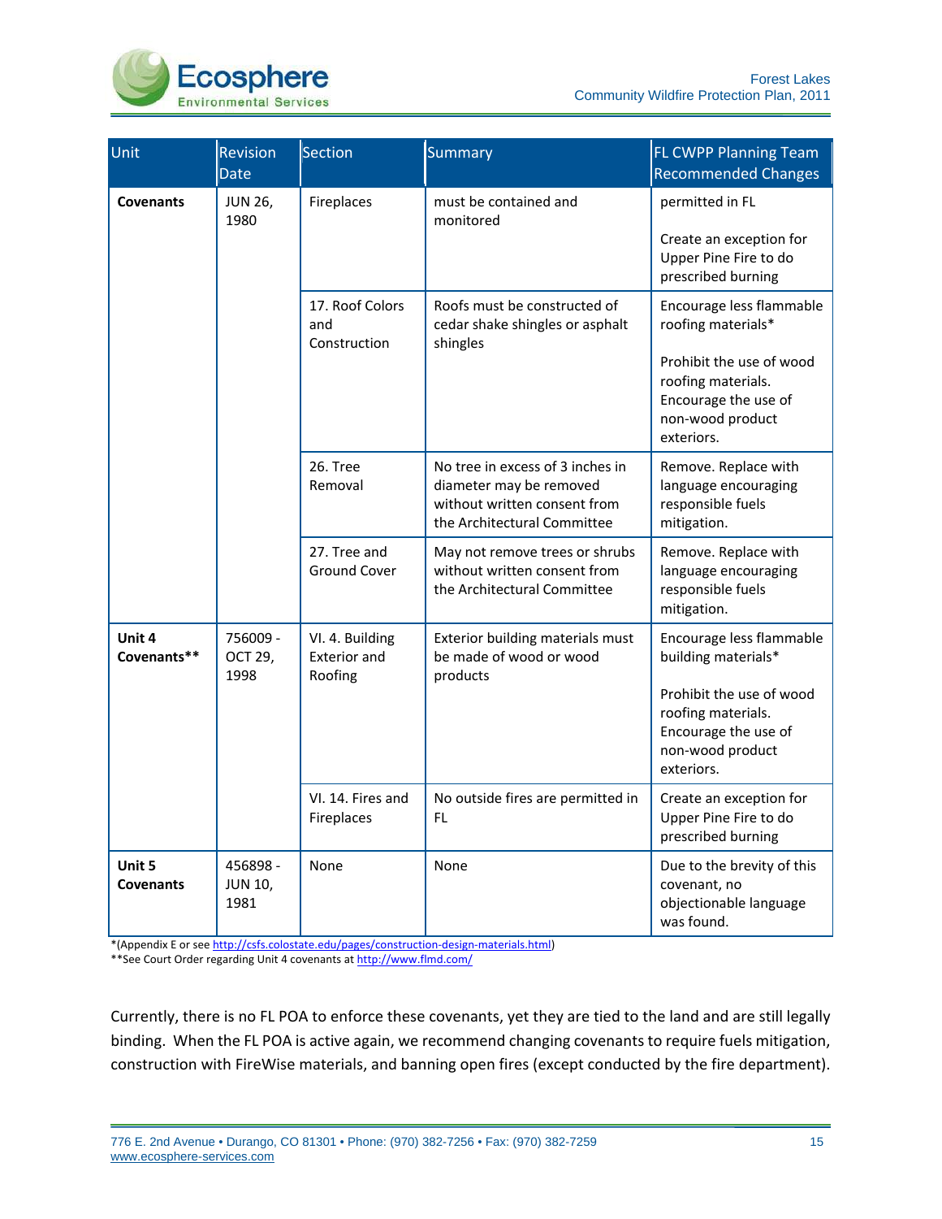| Unit | Revision Date | Section | Summary | FL CWPP Planning Team Recommended Changes |
|---|---|---|---|---|
| **Covenants** | JUN 26, 1980 | Fireplaces | must be contained and monitored | permitted in FL<br><br>Create an exception for Upper Pine Fire to do prescribed burning |
| | | 17. Roof Colors and Construction | Roofs must be constructed of cedar shake shingles or asphalt shingles | Encourage less flammable roofing materials*<br><br>Prohibit the use of wood roofing materials. Encourage the use of non-wood product exteriors. |
| | | 26. Tree Removal | No tree in excess of 3 inches in diameter may be removed without written consent from the Architectural Committee | Remove. Replace with language encouraging responsible fuels mitigation. |
| | | 27. Tree and Ground Cover | May not remove trees or shrubs without written consent from the Architectural Committee | Remove. Replace with language encouraging responsible fuels mitigation. |
| **Unit 4 Covenants**** | 756009 - OCT 29, 1998 | VI. 4. Building Exterior and Roofing | Exterior building materials must be made of wood or wood products | Encourage less flammable building materials*<br><br>Prohibit the use of wood roofing materials. Encourage the use of non-wood product exteriors. |
| | | VI. 14. Fires and Fireplaces | No outside fires are permitted in FL | Create an exception for Upper Pine Fire to do prescribed burning |
| **Unit 5 Covenants** | 456898 - JUN 10, 1981 | None | None | Due to the brevity of this covenant, no objectionable language was found. |

*(Appendix E or see http://csfs.colostate.edu/pages/construction-design-materials.html)
**See Court Order regarding Unit 4 covenants at http://www.flmd.com/

Currently, there is no FL POA to enforce these covenants, yet they are tied to the land and are still legally binding. When the FL POA is active again, we recommend changing covenants to require fuels mitigation, construction with FireWise materials, and banning open fires (except conducted by the fire department).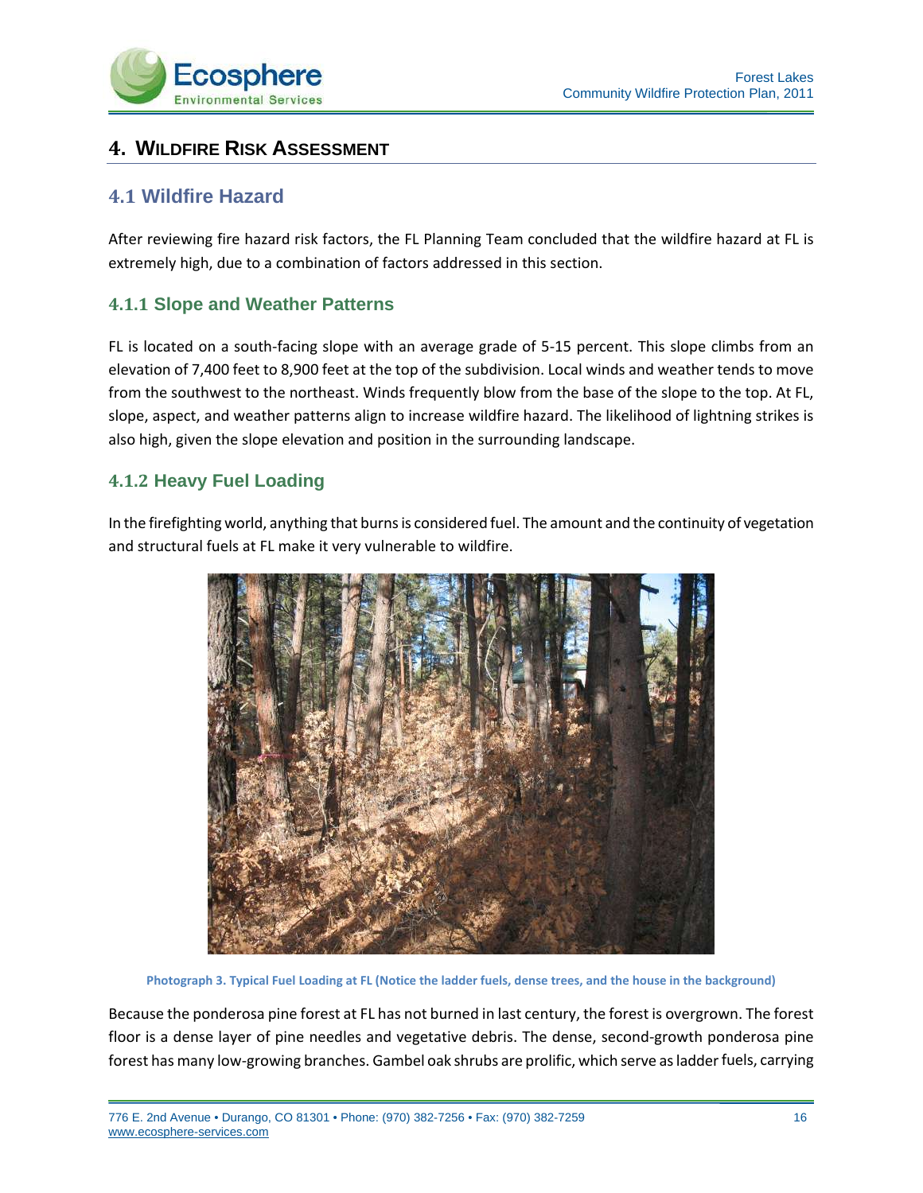# 4. WILDFIRE RISK ASSESSMENT

## 4.1 Wildfire Hazard

After reviewing fire hazard risk factors, the FL Planning Team concluded that the wildfire hazard at FL is extremely high, due to a combination of factors addressed in this section.

### 4.1.1 Slope and Weather Patterns

FL is located on a south-facing slope with an average grade of 5-15 percent. This slope climbs from an elevation of 7,400 feet to 8,900 feet at the top of the subdivision. Local winds and weather tends to move from the southwest to the northeast. Winds frequently blow from the base of the slope to the top. At FL, slope, aspect, and weather patterns align to increase wildfire hazard. The likelihood of lightning strikes is also high, given the slope elevation and position in the surrounding landscape.

### 4.1.2 Heavy Fuel Loading

In the firefighting world, anything that burns is considered fuel. The amount and the continuity of vegetation and structural fuels at FL make it very vulnerable to wildfire.

**Photograph 3. Typical Fuel Loading at FL (Notice the ladder fuels, dense trees, and the house in the background)**

Because the ponderosa pine forest at FL has not burned in last century, the forest is overgrown. The forest floor is a dense layer of pine needles and vegetative debris. The dense, second-growth ponderosa pine forest has many low-growing branches. Gambel oak shrubs are prolific, which serve as ladder fuels, carrying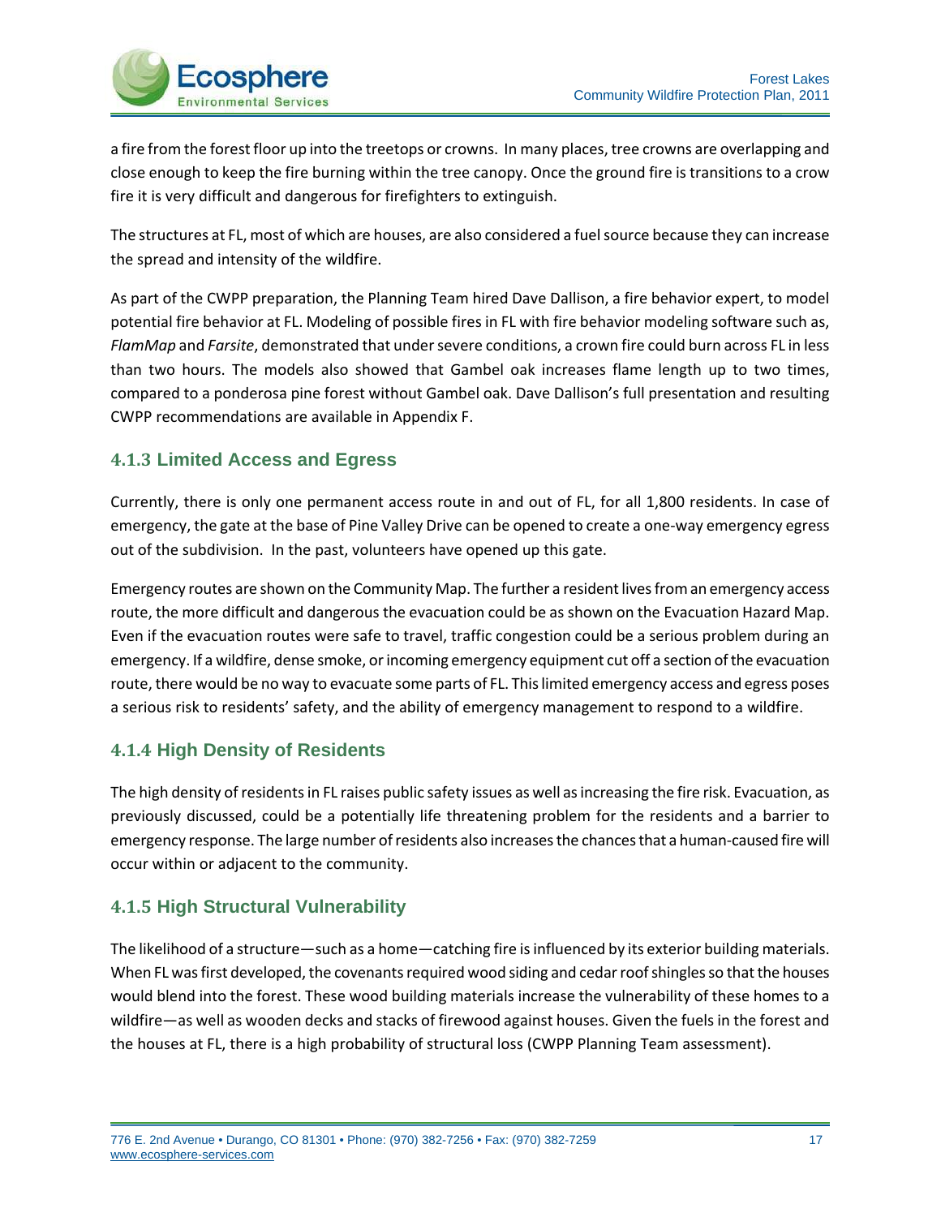a fire from the forest floor up into the treetops or crowns. In many places, tree crowns are overlapping and close enough to keep the fire burning within the tree canopy. Once the ground fire is transitions to a crow fire it is very difficult and dangerous for firefighters to extinguish.

The structures at FL, most of which are houses, are also considered a fuel source because they can increase the spread and intensity of the wildfire.

As part of the CWPP preparation, the Planning Team hired Dave Dallison, a fire behavior expert, to model potential fire behavior at FL. Modeling of possible fires in FL with fire behavior modeling software such as, *FlamMap* and *Farsite*, demonstrated that under severe conditions, a crown fire could burn across FL in less than two hours. The models also showed that Gambel oak increases flame length up to two times, compared to a ponderosa pine forest without Gambel oak. Dave Dallison's full presentation and resulting CWPP recommendations are available in Appendix F.

### 4.1.3 Limited Access and Egress

Currently, there is only one permanent access route in and out of FL, for all 1,800 residents. In case of emergency, the gate at the base of Pine Valley Drive can be opened to create a one-way emergency egress out of the subdivision. In the past, volunteers have opened up this gate.

Emergency routes are shown on the Community Map. The further a resident lives from an emergency access route, the more difficult and dangerous the evacuation could be as shown on the Evacuation Hazard Map. Even if the evacuation routes were safe to travel, traffic congestion could be a serious problem during an emergency. If a wildfire, dense smoke, or incoming emergency equipment cut off a section of the evacuation route, there would be no way to evacuate some parts of FL. This limited emergency access and egress poses a serious risk to residents' safety, and the ability of emergency management to respond to a wildfire.

### 4.1.4 High Density of Residents

The high density of residents in FL raises public safety issues as well as increasing the fire risk. Evacuation, as previously discussed, could be a potentially life threatening problem for the residents and a barrier to emergency response. The large number of residents also increases the chances that a human-caused fire will occur within or adjacent to the community.

### 4.1.5 High Structural Vulnerability

The likelihood of a structure—such as a home—catching fire is influenced by its exterior building materials. When FL was first developed, the covenants required wood siding and cedar roof shingles so that the houses would blend into the forest. These wood building materials increase the vulnerability of these homes to a wildfire—as well as wooden decks and stacks of firewood against houses. Given the fuels in the forest and the houses at FL, there is a high probability of structural loss (CWPP Planning Team assessment).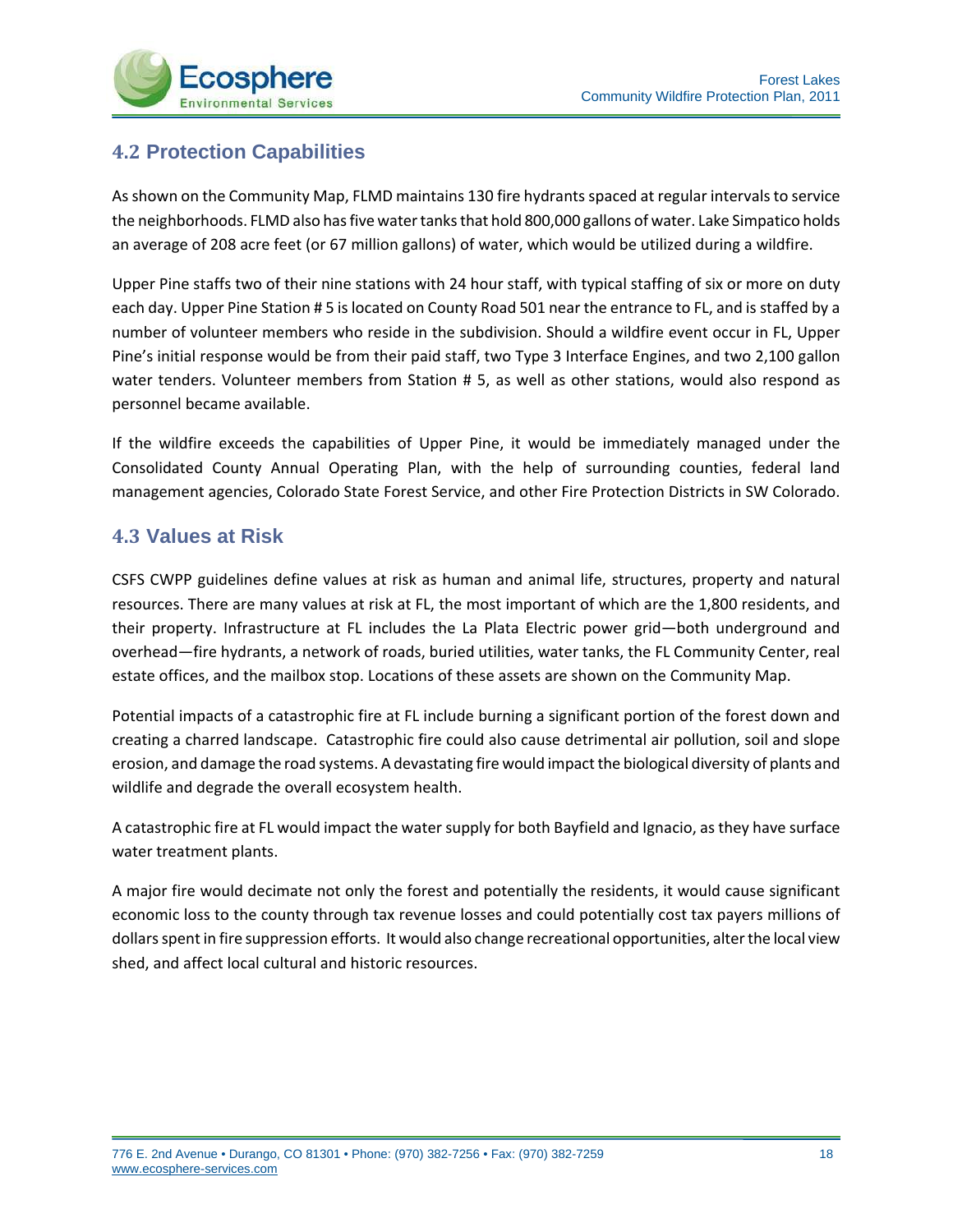## 4.2 Protection Capabilities

As shown on the Community Map, FLMD maintains 130 fire hydrants spaced at regular intervals to service the neighborhoods. FLMD also has five water tanks that hold 800,000 gallons of water. Lake Simpatico holds an average of 208 acre feet (or 67 million gallons) of water, which would be utilized during a wildfire.

Upper Pine staffs two of their nine stations with 24 hour staff, with typical staffing of six or more on duty each day. Upper Pine Station # 5 is located on County Road 501 near the entrance to FL, and is staffed by a number of volunteer members who reside in the subdivision. Should a wildfire event occur in FL, Upper Pine's initial response would be from their paid staff, two Type 3 Interface Engines, and two 2,100 gallon water tenders. Volunteer members from Station # 5, as well as other stations, would also respond as personnel became available.

If the wildfire exceeds the capabilities of Upper Pine, it would be immediately managed under the Consolidated County Annual Operating Plan, with the help of surrounding counties, federal land management agencies, Colorado State Forest Service, and other Fire Protection Districts in SW Colorado.

## 4.3 Values at Risk

CSFS CWPP guidelines define values at risk as human and animal life, structures, property and natural resources. There are many values at risk at FL, the most important of which are the 1,800 residents, and their property. Infrastructure at FL includes the La Plata Electric power grid—both underground and overhead—fire hydrants, a network of roads, buried utilities, water tanks, the FL Community Center, real estate offices, and the mailbox stop. Locations of these assets are shown on the Community Map.

Potential impacts of a catastrophic fire at FL include burning a significant portion of the forest down and creating a charred landscape. Catastrophic fire could also cause detrimental air pollution, soil and slope erosion, and damage the road systems. A devastating fire would impact the biological diversity of plants and wildlife and degrade the overall ecosystem health.

A catastrophic fire at FL would impact the water supply for both Bayfield and Ignacio, as they have surface water treatment plants.

A major fire would decimate not only the forest and potentially the residents, it would cause significant economic loss to the county through tax revenue losses and could potentially cost tax payers millions of dollars spent in fire suppression efforts. It would also change recreational opportunities, alter the local view shed, and affect local cultural and historic resources.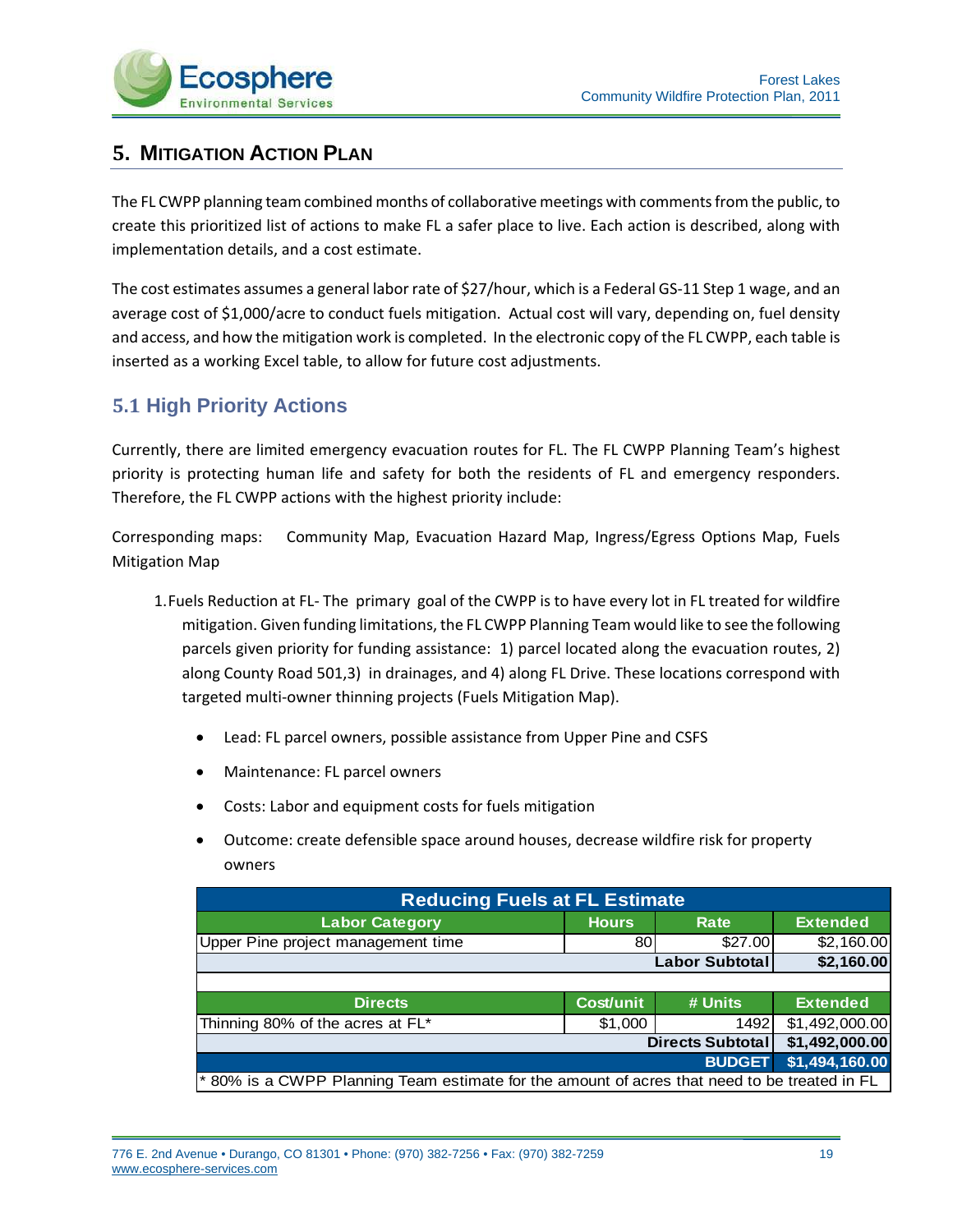## 5. MITIGATION ACTION PLAN

The FL CWPP planning team combined months of collaborative meetings with comments from the public, to create this prioritized list of actions to make FL a safer place to live. Each action is described, along with implementation details, and a cost estimate.

The cost estimates assumes a general labor rate of $27/hour, which is a Federal GS-11 Step 1 wage, and an average cost of $1,000/acre to conduct fuels mitigation. Actual cost will vary, depending on, fuel density and access, and how the mitigation work is completed. In the electronic copy of the FL CWPP, each table is inserted as a working Excel table, to allow for future cost adjustments.

### 5.1 High Priority Actions

Currently, there are limited emergency evacuation routes for FL. The FL CWPP Planning Team's highest priority is protecting human life and safety for both the residents of FL and emergency responders. Therefore, the FL CWPP actions with the highest priority include:

Corresponding maps: Community Map, Evacuation Hazard Map, Ingress/Egress Options Map, Fuels Mitigation Map

1. Fuels Reduction at FL- The primary goal of the CWPP is to have every lot in FL treated for wildfire mitigation. Given funding limitations, the FL CWPP Planning Team would like to see the following parcels given priority for funding assistance: 1) parcel located along the evacuation routes, 2) along County Road 501,3) in drainages, and 4) along FL Drive. These locations correspond with targeted multi-owner thinning projects (Fuels Mitigation Map).

    - Lead: FL parcel owners, possible assistance from Upper Pine and CSFS
    - Maintenance: FL parcel owners
    - Costs: Labor and equipment costs for fuels mitigation
    - Outcome: create defensible space around houses, decrease wildfire risk for property owners

| Reducing Fuels at FL Estimate | | | |
|---|---|---|---|
| **Labor Category** | **Hours** | **Rate** | **Extended** |
| Upper Pine project management time | 80 | $27.00 | $2,160.00 |
| | | **Labor Subtotal** | **$2,160.00** |
| | | | |
| **Directs** | **Cost/unit** | **# Units** | **Extended** |
| Thinning 80% of the acres at FL* | $1,000 | 1492 | $1,492,000.00 |
| | | **Directs Subtotal** | **$1,492,000.00** |
| | | **BUDGET** | **$1,494,160.00** |
| * 80% is a CWPP Planning Team estimate for the amount of acres that need to be treated in FL | | | |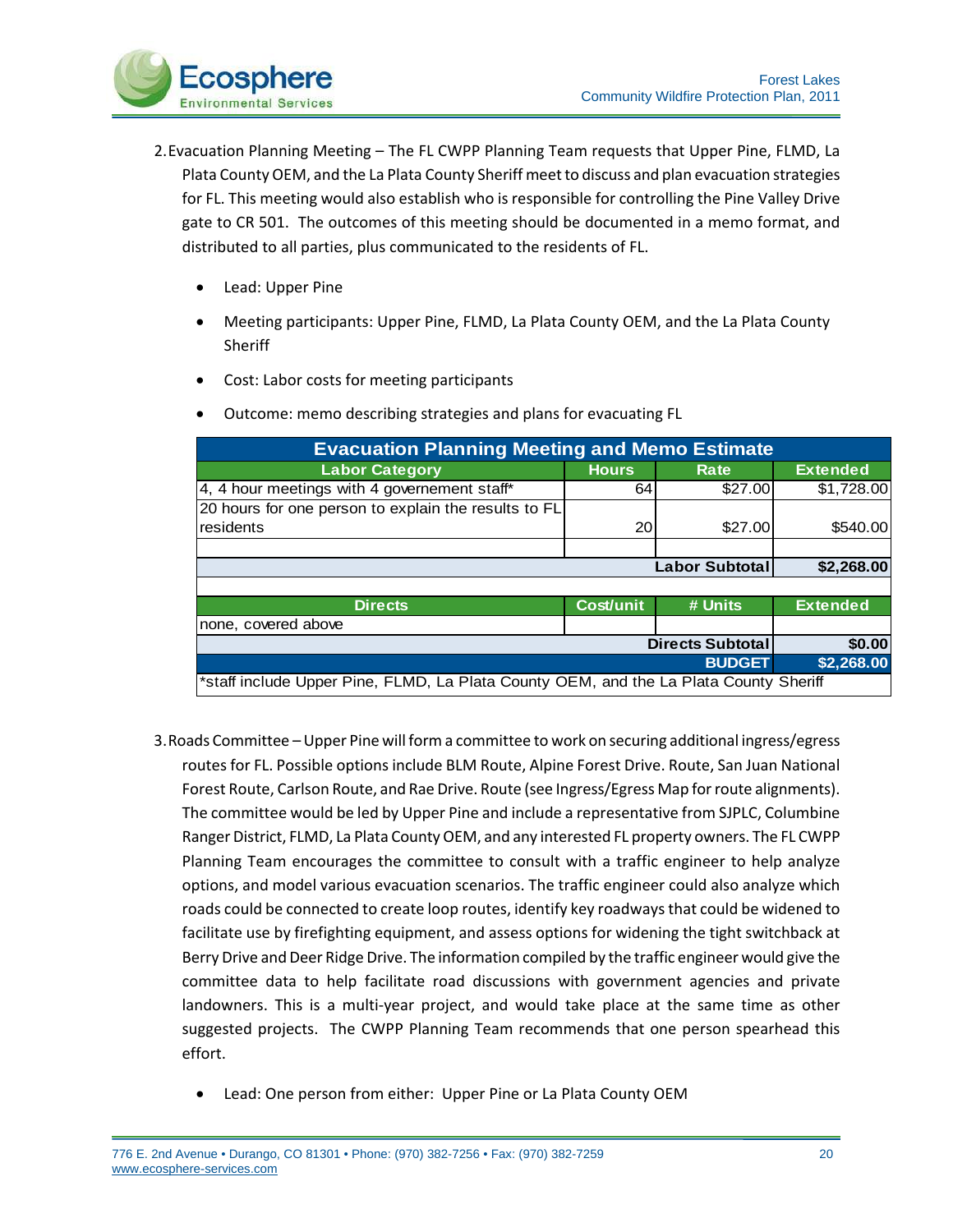2. Evacuation Planning Meeting – The FL CWPP Planning Team requests that Upper Pine, FLMD, La Plata County OEM, and the La Plata County Sheriff meet to discuss and plan evacuation strategies for FL. This meeting would also establish who is responsible for controlling the Pine Valley Drive gate to CR 501. The outcomes of this meeting should be documented in a memo format, and distributed to all parties, plus communicated to the residents of FL.

   - Lead: Upper Pine
   - Meeting participants: Upper Pine, FLMD, La Plata County OEM, and the La Plata County Sheriff
   - Cost: Labor costs for meeting participants
   - Outcome: memo describing strategies and plans for evacuating FL

| Evacuation Planning Meeting and Memo Estimate | | | |
|---|---|---|---|
| **Labor Category** | **Hours** | **Rate** | **Extended** |
| 4, 4 hour meetings with 4 governement staff* | 64 | $27.00 | $1,728.00 |
| 20 hours for one person to explain the results to FL residents | 20 | $27.00 | $540.00 |
| | | | |
| | | **Labor Subtotal** | **$2,268.00** |
| | | | |
| **Directs** | **Cost/unit** | **# Units** | **Extended** |
| none, covered above | | | |
| | | **Directs Subtotal** | **$0.00** |
| | | **BUDGET** | **$2,268.00** |
| *staff include Upper Pine, FLMD, La Plata County OEM, and the La Plata County Sheriff | | | |

3. Roads Committee – Upper Pine will form a committee to work on securing additional ingress/egress routes for FL. Possible options include BLM Route, Alpine Forest Drive. Route, San Juan National Forest Route, Carlson Route, and Rae Drive. Route (see Ingress/Egress Map for route alignments). The committee would be led by Upper Pine and include a representative from SJPLC, Columbine Ranger District, FLMD, La Plata County OEM, and any interested FL property owners. The FL CWPP Planning Team encourages the committee to consult with a traffic engineer to help analyze options, and model various evacuation scenarios. The traffic engineer could also analyze which roads could be connected to create loop routes, identify key roadways that could be widened to facilitate use by firefighting equipment, and assess options for widening the tight switchback at Berry Drive and Deer Ridge Drive. The information compiled by the traffic engineer would give the committee data to help facilitate road discussions with government agencies and private landowners. This is a multi-year project, and would take place at the same time as other suggested projects. The CWPP Planning Team recommends that one person spearhead this effort.

   - Lead: One person from either: Upper Pine or La Plata County OEM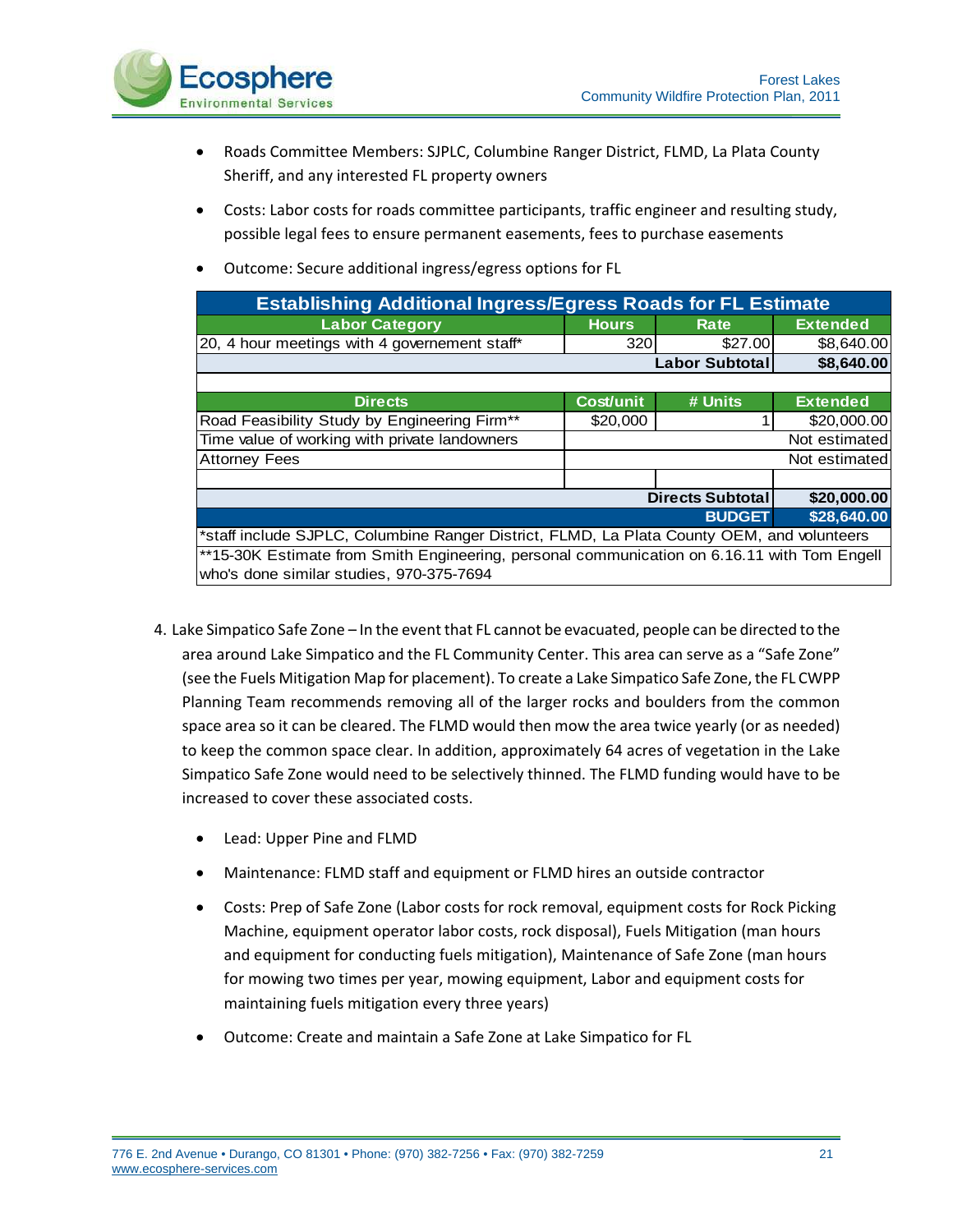- Roads Committee Members: SJPLC, Columbine Ranger District, FLMD, La Plata County Sheriff, and any interested FL property owners
- Costs: Labor costs for roads committee participants, traffic engineer and resulting study, possible legal fees to ensure permanent easements, fees to purchase easements
- Outcome: Secure additional ingress/egress options for FL

| Establishing Additional Ingress/Egress Roads for FL Estimate | | | |
|---|---|---|---|
| **Labor Category** | **Hours** | **Rate** | **Extended** |
| 20, 4 hour meetings with 4 governement staff* | 320 | $27.00 | $8,640.00 |
| | | **Labor Subtotal** | **$8,640.00** |
| | | | |
| **Directs** | **Cost/unit** | **# Units** | **Extended** |
| Road Feasibility Study by Engineering Firm** | $20,000 | 1 | $20,000.00 |
| Time value of working with private landowners | | | Not estimated |
| Attorney Fees | | | Not estimated |
| | | | |
| | | **Directs Subtotal** | **$20,000.00** |
| | | **BUDGET** | **$28,640.00** |
| *staff include SJPLC, Columbine Ranger District, FLMD, La Plata County OEM, and volunteers | | | |
| **15-30K Estimate from Smith Engineering, personal communication on 6.16.11 with Tom Engell who's done similar studies, 970-375-7694 | | | |

4. Lake Simpatico Safe Zone – In the event that FL cannot be evacuated, people can be directed to the area around Lake Simpatico and the FL Community Center. This area can serve as a "Safe Zone" (see the Fuels Mitigation Map for placement). To create a Lake Simpatico Safe Zone, the FL CWPP Planning Team recommends removing all of the larger rocks and boulders from the common space area so it can be cleared. The FLMD would then mow the area twice yearly (or as needed) to keep the common space clear. In addition, approximately 64 acres of vegetation in the Lake Simpatico Safe Zone would need to be selectively thinned. The FLMD funding would have to be increased to cover these associated costs.

   - Lead: Upper Pine and FLMD
   - Maintenance: FLMD staff and equipment or FLMD hires an outside contractor
   - Costs: Prep of Safe Zone (Labor costs for rock removal, equipment costs for Rock Picking Machine, equipment operator labor costs, rock disposal), Fuels Mitigation (man hours and equipment for conducting fuels mitigation), Maintenance of Safe Zone (man hours for mowing two times per year, mowing equipment, Labor and equipment costs for maintaining fuels mitigation every three years)
   - Outcome: Create and maintain a Safe Zone at Lake Simpatico for FL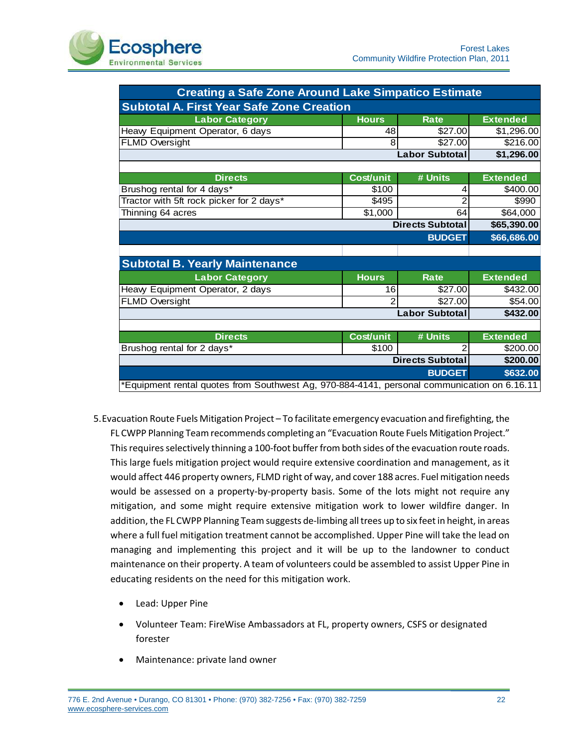| Creating a Safe Zone Around Lake Simpatico Estimate | | | |
|---|---|---|---|
| **Subtotal A. First Year Safe Zone Creation** | | | |
| **Labor Category** | **Hours** | **Rate** | **Extended** |
| Heavy Equipment Operator, 6 days | 48 | $27.00 | $1,296.00 |
| FLMD Oversight | 8 | $27.00 | $216.00 |
| | | **Labor Subtotal** | **$1,296.00** |
| | | | |
| **Directs** | **Cost/unit** | **# Units** | **Extended** |
| Brushog rental for 4 days* | $100 | 4 | $400.00 |
| Tractor with 5ft rock picker for 2 days* | $495 | 2 | $990 |
| Thinning 64 acres | $1,000 | 64 | $64,000 |
| | | **Directs Subtotal** | **$65,390.00** |
| | | **BUDGET** | **$66,686.00** |
| | | | |
| **Subtotal B. Yearly Maintenance** | | | |
| **Labor Category** | **Hours** | **Rate** | **Extended** |
| Heavy Equipment Operator, 2 days | 16 | $27.00 | $432.00 |
| FLMD Oversight | 2 | $27.00 | $54.00 |
| | | **Labor Subtotal** | **$432.00** |
| | | | |
| **Directs** | **Cost/unit** | **# Units** | **Extended** |
| Brushog rental for 2 days* | $100 | 2 | $200.00 |
| | | **Directs Subtotal** | **$200.00** |
| | | **BUDGET** | **$632.00** |
| *Equipment rental quotes from Southwest Ag, 970-884-4141, personal communication on 6.16.11 | | | |

5. Evacuation Route Fuels Mitigation Project – To facilitate emergency evacuation and firefighting, the FL CWPP Planning Team recommends completing an "Evacuation Route Fuels Mitigation Project." This requires selectively thinning a 100-foot buffer from both sides of the evacuation route roads. This large fuels mitigation project would require extensive coordination and management, as it would affect 446 property owners, FLMD right of way, and cover 188 acres. Fuel mitigation needs would be assessed on a property-by-property basis. Some of the lots might not require any mitigation, and some might require extensive mitigation work to lower wildfire danger. In addition, the FL CWPP Planning Team suggests de-limbing all trees up to six feet in height, in areas where a full fuel mitigation treatment cannot be accomplished. Upper Pine will take the lead on managing and implementing this project and it will be up to the landowner to conduct maintenance on their property. A team of volunteers could be assembled to assist Upper Pine in educating residents on the need for this mitigation work.

   - Lead: Upper Pine
   - Volunteer Team: FireWise Ambassadors at FL, property owners, CSFS or designated forester
   - Maintenance: private land owner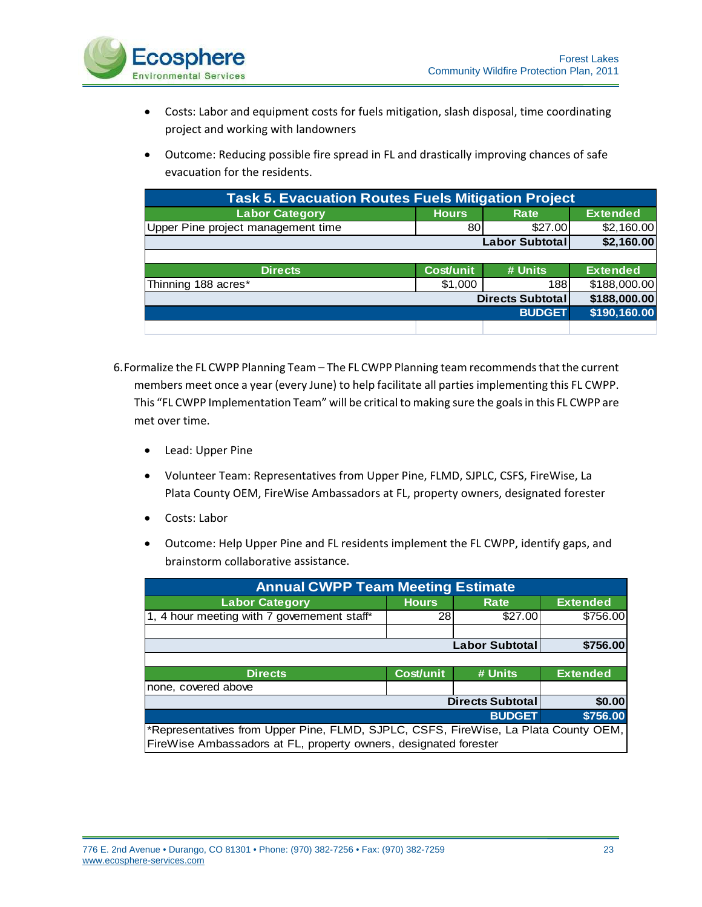- Costs: Labor and equipment costs for fuels mitigation, slash disposal, time coordinating project and working with landowners
- Outcome: Reducing possible fire spread in FL and drastically improving chances of safe evacuation for the residents.

| Task 5. Evacuation Routes Fuels Mitigation Project | | | |
|---|---|---|---|
| **Labor Category** | **Hours** | **Rate** | **Extended** |
| Upper Pine project management time | 80 | $27.00 | $2,160.00 |
| | | **Labor Subtotal** | **$2,160.00** |
| | | | |
| **Directs** | **Cost/unit** | **# Units** | **Extended** |
| Thinning 188 acres* | $1,000 | 188 | $188,000.00 |
| | | **Directs Subtotal** | **$188,000.00** |
| | | **BUDGET** | **$190,160.00** |

6. Formalize the FL CWPP Planning Team – The FL CWPP Planning team recommends that the current members meet once a year (every June) to help facilitate all parties implementing this FL CWPP. This "FL CWPP Implementation Team" will be critical to making sure the goals in this FL CWPP are met over time.

   - Lead: Upper Pine
   - Volunteer Team: Representatives from Upper Pine, FLMD, SJPLC, CSFS, FireWise, La Plata County OEM, FireWise Ambassadors at FL, property owners, designated forester
   - Costs: Labor
   - Outcome: Help Upper Pine and FL residents implement the FL CWPP, identify gaps, and brainstorm collaborative assistance.

| Annual CWPP Team Meeting Estimate | | | |
|---|---|---|---|
| **Labor Category** | **Hours** | **Rate** | **Extended** |
| 1, 4 hour meeting with 7 governement staff* | 28 | $27.00 | $756.00 |
| | | | |
| | | **Labor Subtotal** | **$756.00** |
| | | | |
| **Directs** | **Cost/unit** | **# Units** | **Extended** |
| none, covered above | | | |
| | | **Directs Subtotal** | **$0.00** |
| | | **BUDGET** | **$756.00** |
| *Representatives from Upper Pine, FLMD, SJPLC, CSFS, FireWise, La Plata County OEM, FireWise Ambassadors at FL, property owners, designated forester | | | |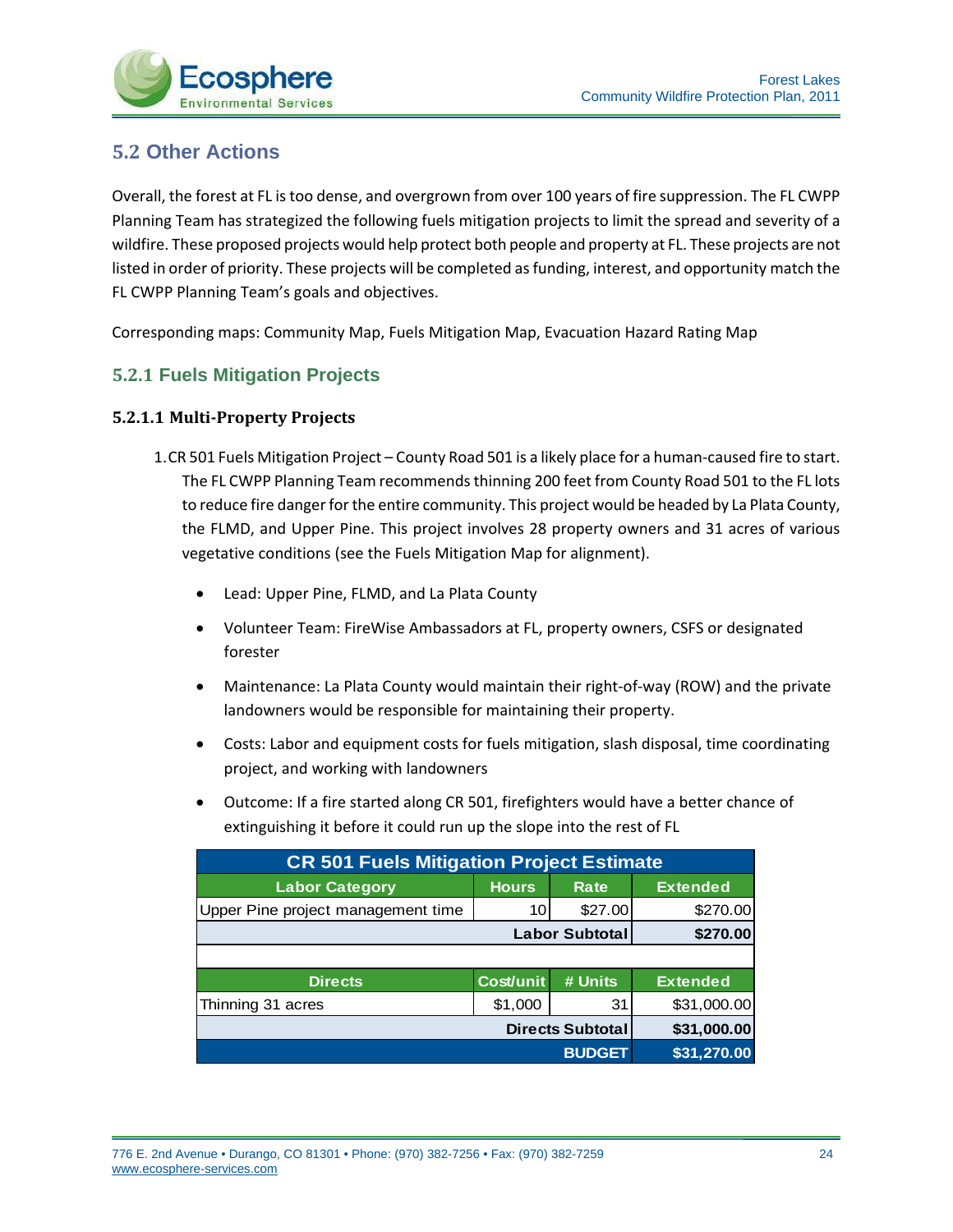## 5.2 Other Actions

Overall, the forest at FL is too dense, and overgrown from over 100 years of fire suppression. The FL CWPP Planning Team has strategized the following fuels mitigation projects to limit the spread and severity of a wildfire. These proposed projects would help protect both people and property at FL. These projects are not listed in order of priority. These projects will be completed as funding, interest, and opportunity match the FL CWPP Planning Team's goals and objectives.

Corresponding maps: Community Map, Fuels Mitigation Map, Evacuation Hazard Rating Map

### 5.2.1 Fuels Mitigation Projects

#### 5.2.1.1 Multi-Property Projects

1. CR 501 Fuels Mitigation Project – County Road 501 is a likely place for a human-caused fire to start. The FL CWPP Planning Team recommends thinning 200 feet from County Road 501 to the FL lots to reduce fire danger for the entire community. This project would be headed by La Plata County, the FLMD, and Upper Pine. This project involves 28 property owners and 31 acres of various vegetative conditions (see the Fuels Mitigation Map for alignment).
   - Lead: Upper Pine, FLMD, and La Plata County
   - Volunteer Team: FireWise Ambassadors at FL, property owners, CSFS or designated forester
   - Maintenance: La Plata County would maintain their right-of-way (ROW) and the private landowners would be responsible for maintaining their property.
   - Costs: Labor and equipment costs for fuels mitigation, slash disposal, time coordinating project, and working with landowners
   - Outcome: If a fire started along CR 501, firefighters would have a better chance of extinguishing it before it could run up the slope into the rest of FL

| CR 501 Fuels Mitigation Project Estimate | | | |
|---|---|---|---|
| **Labor Category** | **Hours** | **Rate** | **Extended** |
| Upper Pine project management time | 10 | $27.00 | $270.00 |
| | | **Labor Subtotal** | **$270.00** |
| | | | |
| **Directs** | **Cost/unit** | **# Units** | **Extended** |
| Thinning 31 acres | $1,000 | 31 | $31,000.00 |
| | | **Directs Subtotal** | **$31,000.00** |
| | | **BUDGET** | **$31,270.00** |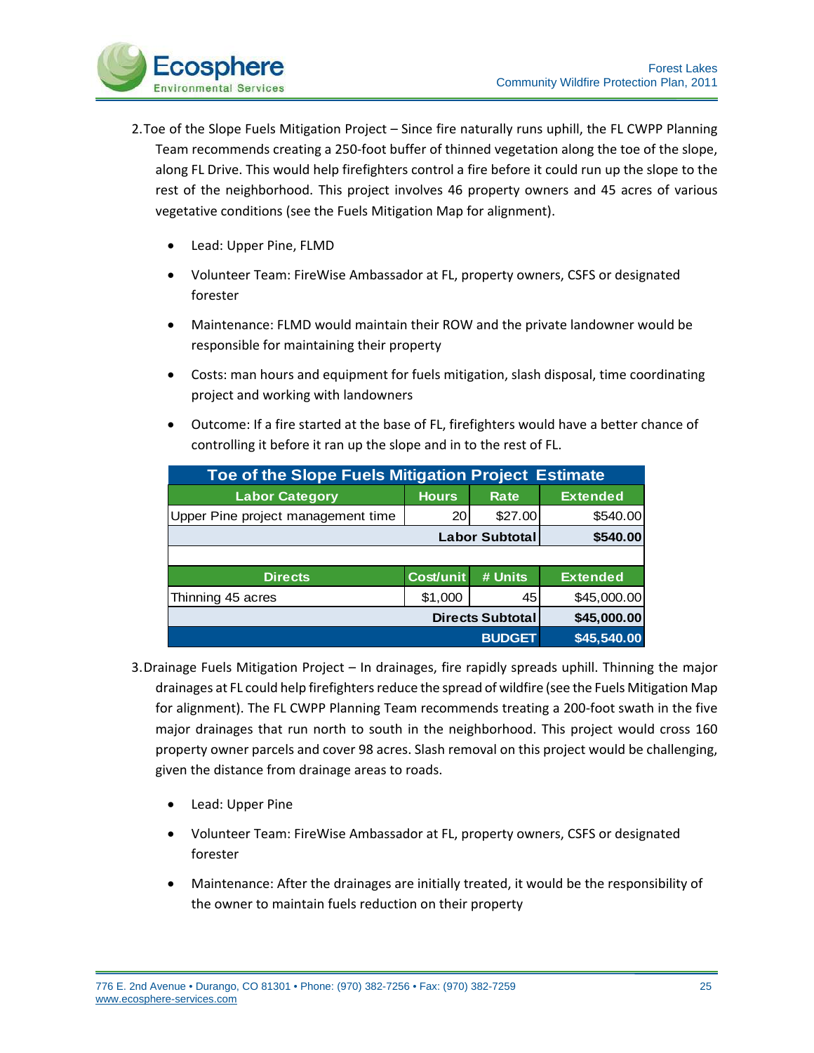2. Toe of the Slope Fuels Mitigation Project – Since fire naturally runs uphill, the FL CWPP Planning Team recommends creating a 250-foot buffer of thinned vegetation along the toe of the slope, along FL Drive. This would help firefighters control a fire before it could run up the slope to the rest of the neighborhood. This project involves 46 property owners and 45 acres of various vegetative conditions (see the Fuels Mitigation Map for alignment).

    - Lead: Upper Pine, FLMD
    - Volunteer Team: FireWise Ambassador at FL, property owners, CSFS or designated forester
    - Maintenance: FLMD would maintain their ROW and the private landowner would be responsible for maintaining their property
    - Costs: man hours and equipment for fuels mitigation, slash disposal, time coordinating project and working with landowners
    - Outcome: If a fire started at the base of FL, firefighters would have a better chance of controlling it before it ran up the slope and in to the rest of FL.

| Toe of the Slope Fuels Mitigation Project Estimate | | | |
|---|---|---|---|
| **Labor Category** | **Hours** | **Rate** | **Extended** |
| Upper Pine project management time | 20 | $27.00 | $540.00 |
| | | **Labor Subtotal** | **$540.00** |
| | | | |
| **Directs** | **Cost/unit** | **# Units** | **Extended** |
| Thinning 45 acres | $1,000 | 45 | $45,000.00 |
| | | **Directs Subtotal** | **$45,000.00** |
| | | **BUDGET** | **$45,540.00** |

3. Drainage Fuels Mitigation Project – In drainages, fire rapidly spreads uphill. Thinning the major drainages at FL could help firefighters reduce the spread of wildfire (see the Fuels Mitigation Map for alignment). The FL CWPP Planning Team recommends treating a 200-foot swath in the five major drainages that run north to south in the neighborhood. This project would cross 160 property owner parcels and cover 98 acres. Slash removal on this project would be challenging, given the distance from drainage areas to roads.

    - Lead: Upper Pine
    - Volunteer Team: FireWise Ambassador at FL, property owners, CSFS or designated forester
    - Maintenance: After the drainages are initially treated, it would be the responsibility of the owner to maintain fuels reduction on their property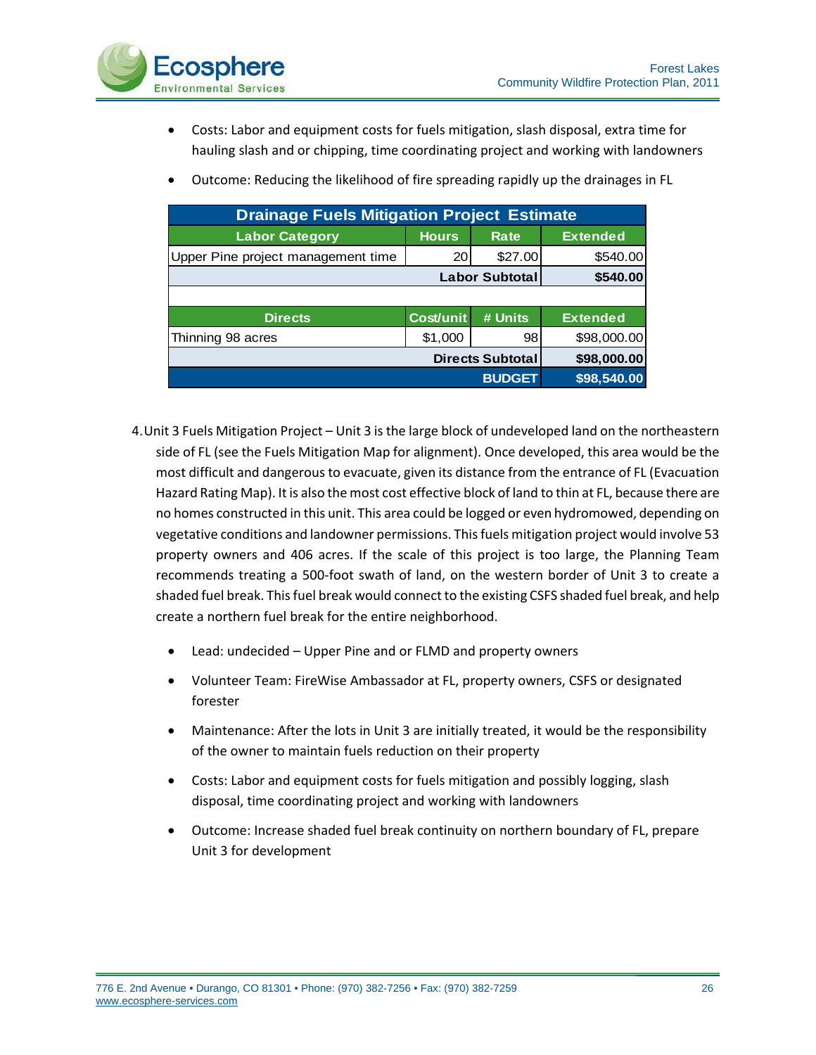- Costs: Labor and equipment costs for fuels mitigation, slash disposal, extra time for hauling slash and or chipping, time coordinating project and working with landowners
- Outcome: Reducing the likelihood of fire spreading rapidly up the drainages in FL

| Drainage Fuels Mitigation Project Estimate | | | |
|---|---|---|---|
| **Labor Category** | **Hours** | **Rate** | **Extended** |
| Upper Pine project management time | 20 | $27.00 | $540.00 |
| | | **Labor Subtotal** | **$540.00** |
| | | | |
| **Directs** | **Cost/unit** | **# Units** | **Extended** |
| Thinning 98 acres | $1,000 | 98 | $98,000.00 |
| | | **Directs Subtotal** | **$98,000.00** |
| | | **BUDGET** | **$98,540.00** |

4. Unit 3 Fuels Mitigation Project – Unit 3 is the large block of undeveloped land on the northeastern side of FL (see the Fuels Mitigation Map for alignment). Once developed, this area would be the most difficult and dangerous to evacuate, given its distance from the entrance of FL (Evacuation Hazard Rating Map). It is also the most cost effective block of land to thin at FL, because there are no homes constructed in this unit. This area could be logged or even hydromowed, depending on vegetative conditions and landowner permissions. This fuels mitigation project would involve 53 property owners and 406 acres. If the scale of this project is too large, the Planning Team recommends treating a 500-foot swath of land, on the western border of Unit 3 to create a shaded fuel break. This fuel break would connect to the existing CSFS shaded fuel break, and help create a northern fuel break for the entire neighborhood.

   - Lead: undecided – Upper Pine and or FLMD and property owners
   - Volunteer Team: FireWise Ambassador at FL, property owners, CSFS or designated forester
   - Maintenance: After the lots in Unit 3 are initially treated, it would be the responsibility of the owner to maintain fuels reduction on their property
   - Costs: Labor and equipment costs for fuels mitigation and possibly logging, slash disposal, time coordinating project and working with landowners
   - Outcome: Increase shaded fuel break continuity on northern boundary of FL, prepare Unit 3 for development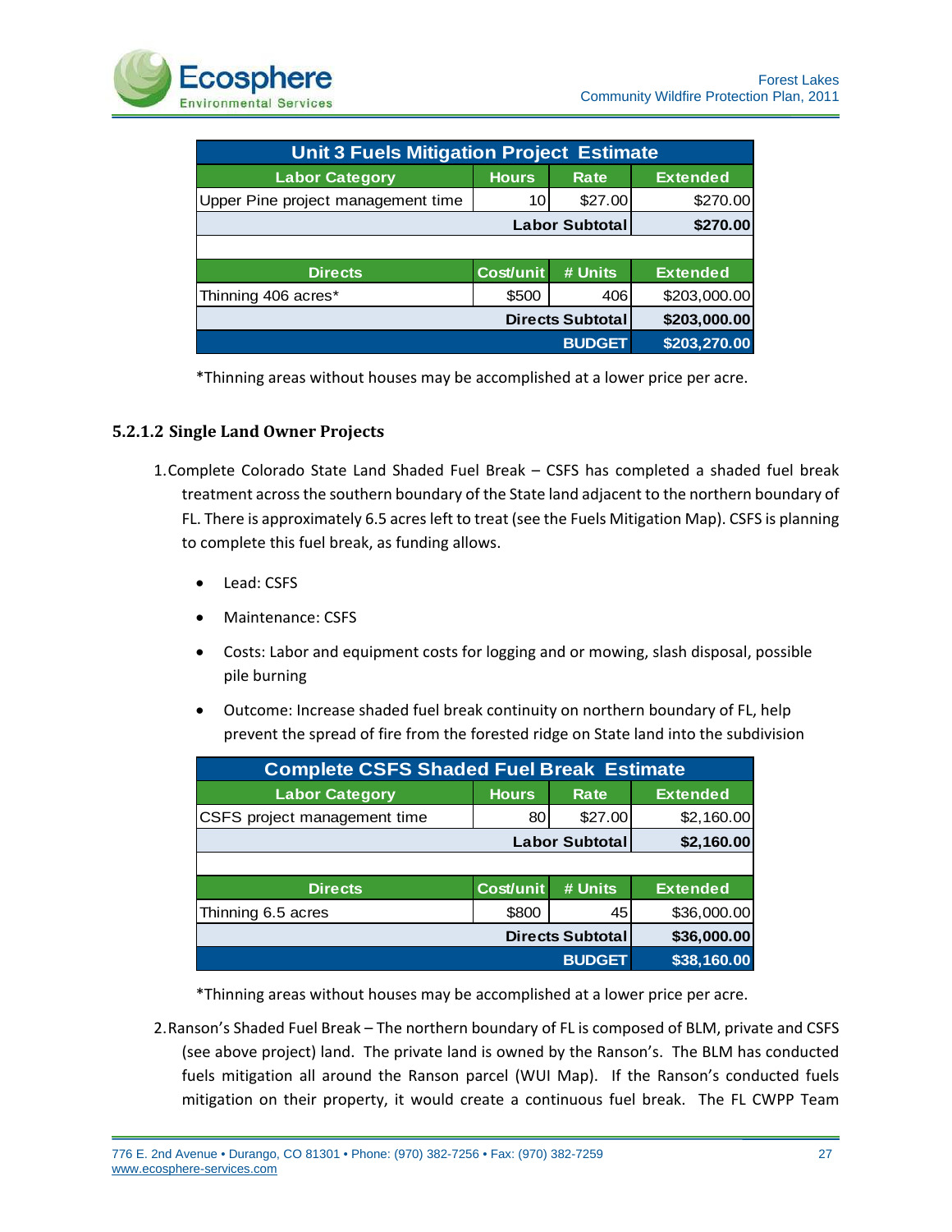| Unit 3 Fuels Mitigation Project Estimate | | | |
|---|---|---|---|
| **Labor Category** | **Hours** | **Rate** | **Extended** |
| Upper Pine project management time | 10 | $27.00 | $270.00 |
| | | **Labor Subtotal** | **$270.00** |
| | | | |
| **Directs** | **Cost/unit** | **# Units** | **Extended** |
| Thinning 406 acres* | $500 | 406 | $203,000.00 |
| | | **Directs Subtotal** | **$203,000.00** |
| | | **BUDGET** | **$203,270.00** |

*Thinning areas without houses may be accomplished at a lower price per acre.

#### 5.2.1.2 Single Land Owner Projects

1. Complete Colorado State Land Shaded Fuel Break – CSFS has completed a shaded fuel break treatment across the southern boundary of the State land adjacent to the northern boundary of FL. There is approximately 6.5 acres left to treat (see the Fuels Mitigation Map). CSFS is planning to complete this fuel break, as funding allows.

   - Lead: CSFS
   - Maintenance: CSFS
   - Costs: Labor and equipment costs for logging and or mowing, slash disposal, possible pile burning
   - Outcome: Increase shaded fuel break continuity on northern boundary of FL, help prevent the spread of fire from the forested ridge on State land into the subdivision

| Complete CSFS Shaded Fuel Break Estimate | | | |
|---|---|---|---|
| **Labor Category** | **Hours** | **Rate** | **Extended** |
| CSFS project management time | 80 | $27.00 | $2,160.00 |
| | | **Labor Subtotal** | **$2,160.00** |
| | | | |
| **Directs** | **Cost/unit** | **# Units** | **Extended** |
| Thinning 6.5 acres | $800 | 45 | $36,000.00 |
| | | **Directs Subtotal** | **$36,000.00** |
| | | **BUDGET** | **$38,160.00** |

*Thinning areas without houses may be accomplished at a lower price per acre.

2. Ranson's Shaded Fuel Break – The northern boundary of FL is composed of BLM, private and CSFS (see above project) land. The private land is owned by the Ranson's. The BLM has conducted fuels mitigation all around the Ranson parcel (WUI Map). If the Ranson's conducted fuels mitigation on their property, it would create a continuous fuel break. The FL CWPP Team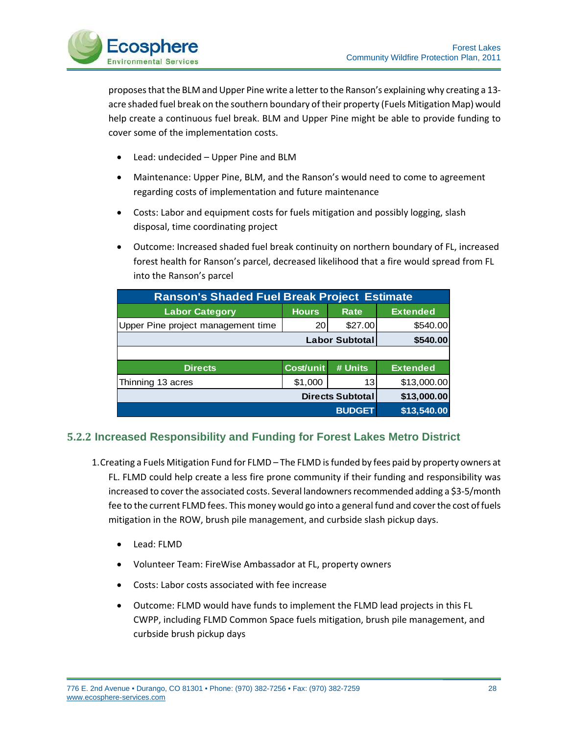proposes that the BLM and Upper Pine write a letter to the Ranson's explaining why creating a 13-acre shaded fuel break on the southern boundary of their property (Fuels Mitigation Map) would help create a continuous fuel break. BLM and Upper Pine might be able to provide funding to cover some of the implementation costs.

- Lead: undecided – Upper Pine and BLM
- Maintenance: Upper Pine, BLM, and the Ranson's would need to come to agreement regarding costs of implementation and future maintenance
- Costs: Labor and equipment costs for fuels mitigation and possibly logging, slash disposal, time coordinating project
- Outcome: Increased shaded fuel break continuity on northern boundary of FL, increased forest health for Ranson's parcel, decreased likelihood that a fire would spread from FL into the Ranson's parcel

| Ranson's Shaded Fuel Break Project Estimate | | | |
|---|---|---|---|
| **Labor Category** | **Hours** | **Rate** | **Extended** |
| Upper Pine project management time | 20 | $27.00 | $540.00 |
| | | **Labor Subtotal** | **$540.00** |
| | | | |
| **Directs** | **Cost/unit** | **# Units** | **Extended** |
| Thinning 13 acres | $1,000 | 13 | $13,000.00 |
| | | **Directs Subtotal** | **$13,000.00** |
| | | **BUDGET** | **$13,540.00** |

### 5.2.2 Increased Responsibility and Funding for Forest Lakes Metro District

1. Creating a Fuels Mitigation Fund for FLMD – The FLMD is funded by fees paid by property owners at FL. FLMD could help create a less fire prone community if their funding and responsibility was increased to cover the associated costs. Several landowners recommended adding a $3-5/month fee to the current FLMD fees. This money would go into a general fund and cover the cost of fuels mitigation in the ROW, brush pile management, and curbside slash pickup days.

    - Lead: FLMD
    - Volunteer Team: FireWise Ambassador at FL, property owners
    - Costs: Labor costs associated with fee increase
    - Outcome: FLMD would have funds to implement the FLMD lead projects in this FL CWPP, including FLMD Common Space fuels mitigation, brush pile management, and curbside brush pickup days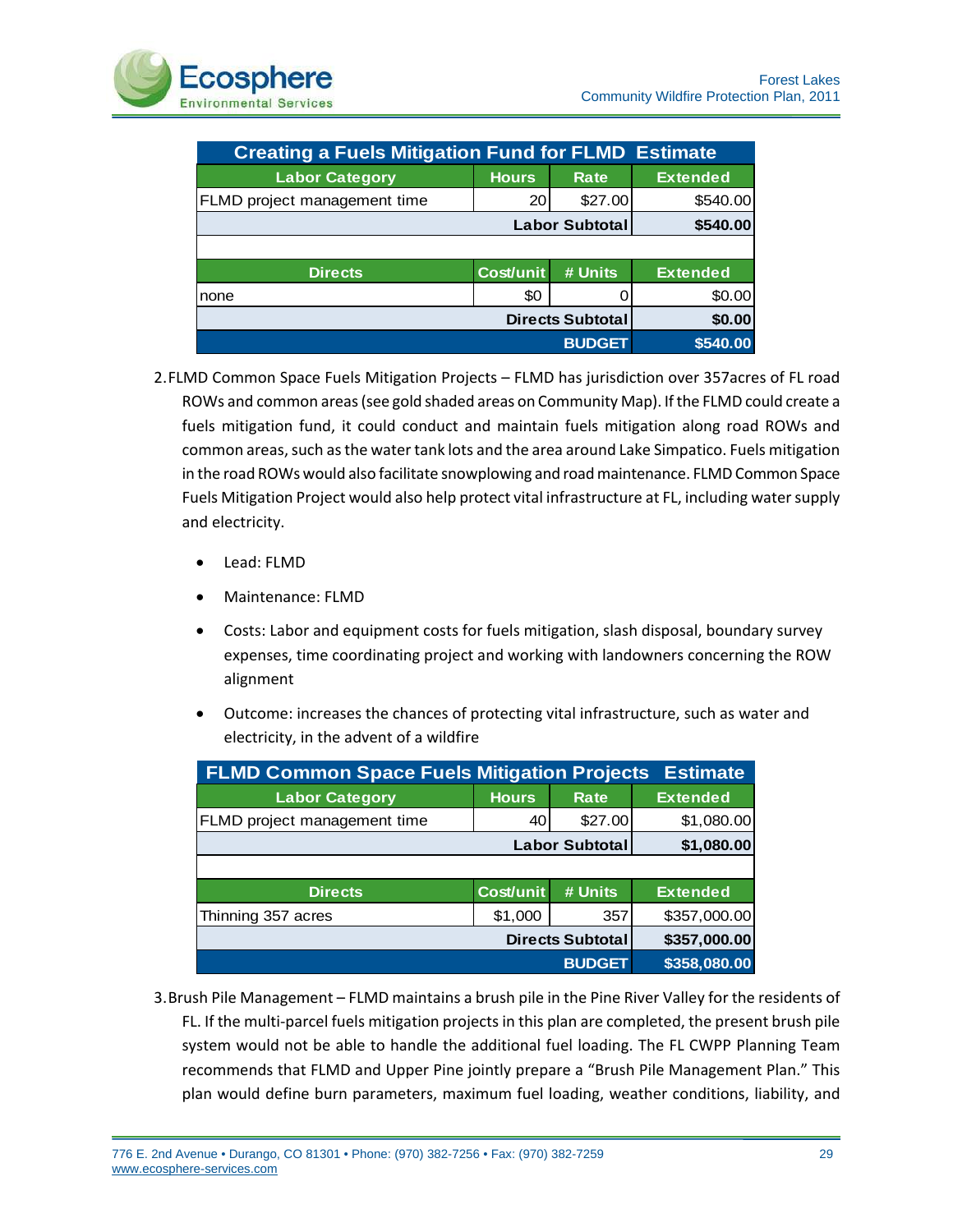| Creating a Fuels Mitigation Fund for FLMD Estimate | | | |
|---|---|---|---|
| **Labor Category** | **Hours** | **Rate** | **Extended** |
| FLMD project management time | 20 | $27.00 | $540.00 |
| | | **Labor Subtotal** | **$540.00** |
| | | | |
| **Directs** | **Cost/unit** | **# Units** | **Extended** |
| none | $0 | 0 | $0.00 |
| | | **Directs Subtotal** | **$0.00** |
| | | **BUDGET** | **$540.00** |

2. FLMD Common Space Fuels Mitigation Projects – FLMD has jurisdiction over 357acres of FL road ROWs and common areas (see gold shaded areas on Community Map). If the FLMD could create a fuels mitigation fund, it could conduct and maintain fuels mitigation along road ROWs and common areas, such as the water tank lots and the area around Lake Simpatico. Fuels mitigation in the road ROWs would also facilitate snowplowing and road maintenance. FLMD Common Space Fuels Mitigation Project would also help protect vital infrastructure at FL, including water supply and electricity.

   - Lead: FLMD
   - Maintenance: FLMD
   - Costs: Labor and equipment costs for fuels mitigation, slash disposal, boundary survey expenses, time coordinating project and working with landowners concerning the ROW alignment
   - Outcome: increases the chances of protecting vital infrastructure, such as water and electricity, in the advent of a wildfire

| FLMD Common Space Fuels Mitigation Projects Estimate | | | |
|---|---|---|---|
| **Labor Category** | **Hours** | **Rate** | **Extended** |
| FLMD project management time | 40 | $27.00 | $1,080.00 |
| | | **Labor Subtotal** | **$1,080.00** |
| | | | |
| **Directs** | **Cost/unit** | **# Units** | **Extended** |
| Thinning 357 acres | $1,000 | 357 | $357,000.00 |
| | | **Directs Subtotal** | **$357,000.00** |
| | | **BUDGET** | **$358,080.00** |

3. Brush Pile Management – FLMD maintains a brush pile in the Pine River Valley for the residents of FL. If the multi-parcel fuels mitigation projects in this plan are completed, the present brush pile system would not be able to handle the additional fuel loading. The FL CWPP Planning Team recommends that FLMD and Upper Pine jointly prepare a "Brush Pile Management Plan." This plan would define burn parameters, maximum fuel loading, weather conditions, liability, and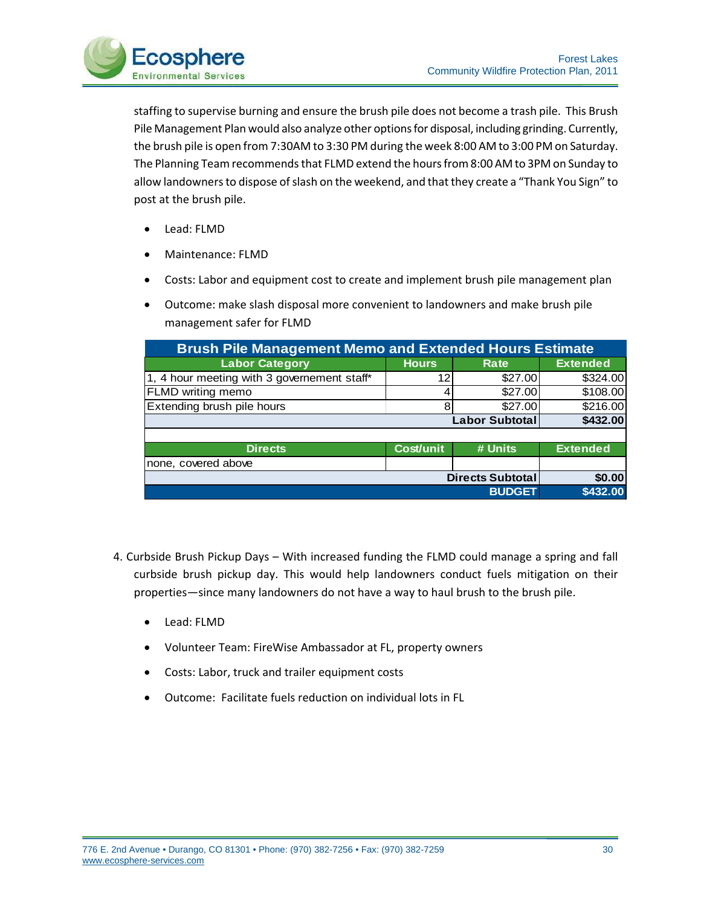staffing to supervise burning and ensure the brush pile does not become a trash pile. This Brush Pile Management Plan would also analyze other options for disposal, including grinding. Currently, the brush pile is open from 7:30AM to 3:30 PM during the week 8:00 AM to 3:00 PM on Saturday. The Planning Team recommends that FLMD extend the hours from 8:00 AM to 3PM on Sunday to allow landowners to dispose of slash on the weekend, and that they create a "Thank You Sign" to post at the brush pile.

- Lead: FLMD
- Maintenance: FLMD
- Costs: Labor and equipment cost to create and implement brush pile management plan
- Outcome: make slash disposal more convenient to landowners and make brush pile management safer for FLMD

| Brush Pile Management Memo and Extended Hours Estimate | | | |
|---|---|---|---|
| **Labor Category** | **Hours** | **Rate** | **Extended** |
| 1, 4 hour meeting with 3 governement staff* | 12 | $27.00 | $324.00 |
| FLMD writing memo | 4 | $27.00 | $108.00 |
| Extending brush pile hours | 8 | $27.00 | $216.00 |
| | | **Labor Subtotal** | **$432.00** |
| | | | |
| **Directs** | **Cost/unit** | **# Units** | **Extended** |
| none, covered above | | | |
| | | **Directs Subtotal** | **$0.00** |
| | | **BUDGET** | **$432.00** |

4. Curbside Brush Pickup Days – With increased funding the FLMD could manage a spring and fall curbside brush pickup day. This would help landowners conduct fuels mitigation on their properties—since many landowners do not have a way to haul brush to the brush pile.

   - Lead: FLMD
   - Volunteer Team: FireWise Ambassador at FL, property owners
   - Costs: Labor, truck and trailer equipment costs
   - Outcome: Facilitate fuels reduction on individual lots in FL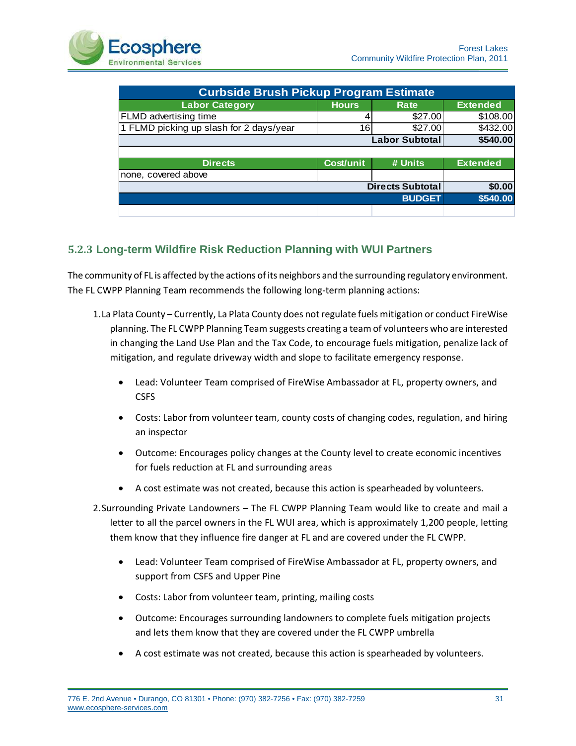| Curbside Brush Pickup Program Estimate | | | |
|---|---|---|---|
| **Labor Category** | **Hours** | **Rate** | **Extended** |
| FLMD advertising time | 4 | $27.00 | $108.00 |
| 1 FLMD picking up slash for 2 days/year | 16 | $27.00 | $432.00 |
| | | **Labor Subtotal** | **$540.00** |
| | | | |
| **Directs** | **Cost/unit** | **# Units** | **Extended** |
| none, covered above | | | |
| | | **Directs Subtotal** | **$0.00** |
| | | **BUDGET** | **$540.00** |

### 5.2.3 Long-term Wildfire Risk Reduction Planning with WUI Partners

The community of FL is affected by the actions of its neighbors and the surrounding regulatory environment. The FL CWPP Planning Team recommends the following long-term planning actions:

1. La Plata County – Currently, La Plata County does not regulate fuels mitigation or conduct FireWise planning. The FL CWPP Planning Team suggests creating a team of volunteers who are interested in changing the Land Use Plan and the Tax Code, to encourage fuels mitigation, penalize lack of mitigation, and regulate driveway width and slope to facilitate emergency response.
   - Lead: Volunteer Team comprised of FireWise Ambassador at FL, property owners, and CSFS
   - Costs: Labor from volunteer team, county costs of changing codes, regulation, and hiring an inspector
   - Outcome: Encourages policy changes at the County level to create economic incentives for fuels reduction at FL and surrounding areas
   - A cost estimate was not created, because this action is spearheaded by volunteers.
2. Surrounding Private Landowners – The FL CWPP Planning Team would like to create and mail a letter to all the parcel owners in the FL WUI area, which is approximately 1,200 people, letting them know that they influence fire danger at FL and are covered under the FL CWPP.
   - Lead: Volunteer Team comprised of FireWise Ambassador at FL, property owners, and support from CSFS and Upper Pine
   - Costs: Labor from volunteer team, printing, mailing costs
   - Outcome: Encourages surrounding landowners to complete fuels mitigation projects and lets them know that they are covered under the FL CWPP umbrella
   - A cost estimate was not created, because this action is spearheaded by volunteers.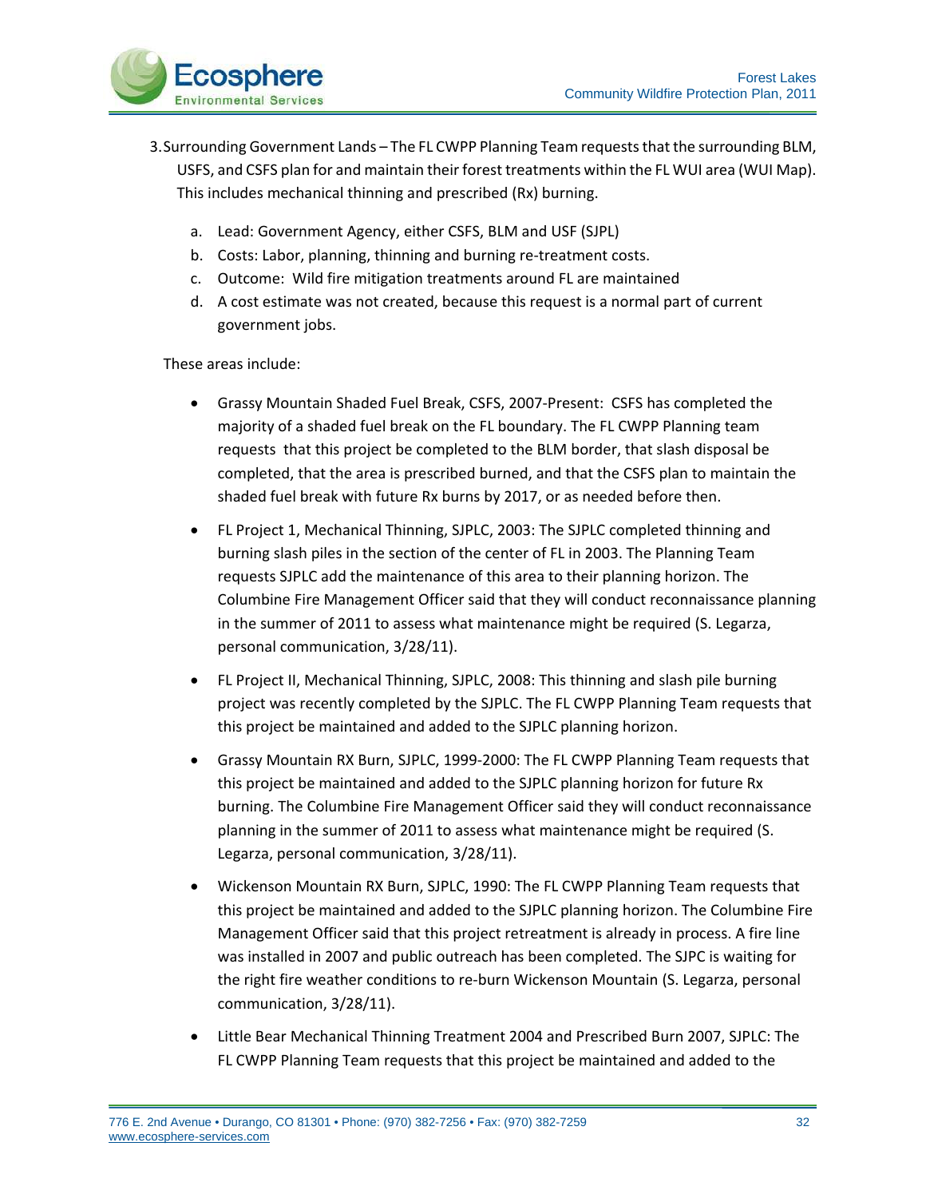3. Surrounding Government Lands – The FL CWPP Planning Team requests that the surrounding BLM, USFS, and CSFS plan for and maintain their forest treatments within the FL WUI area (WUI Map). This includes mechanical thinning and prescribed (Rx) burning.

   a. Lead: Government Agency, either CSFS, BLM and USF (SJPL)
   b. Costs: Labor, planning, thinning and burning re-treatment costs.
   c. Outcome: Wild fire mitigation treatments around FL are maintained
   d. A cost estimate was not created, because this request is a normal part of current government jobs.

   These areas include:

   - Grassy Mountain Shaded Fuel Break, CSFS, 2007-Present: CSFS has completed the majority of a shaded fuel break on the FL boundary. The FL CWPP Planning team requests that this project be completed to the BLM border, that slash disposal be completed, that the area is prescribed burned, and that the CSFS plan to maintain the shaded fuel break with future Rx burns by 2017, or as needed before then.

   - FL Project 1, Mechanical Thinning, SJPLC, 2003: The SJPLC completed thinning and burning slash piles in the section of the center of FL in 2003. The Planning Team requests SJPLC add the maintenance of this area to their planning horizon. The Columbine Fire Management Officer said that they will conduct reconnaissance planning in the summer of 2011 to assess what maintenance might be required (S. Legarza, personal communication, 3/28/11).

   - FL Project II, Mechanical Thinning, SJPLC, 2008: This thinning and slash pile burning project was recently completed by the SJPLC. The FL CWPP Planning Team requests that this project be maintained and added to the SJPLC planning horizon.

   - Grassy Mountain RX Burn, SJPLC, 1999-2000: The FL CWPP Planning Team requests that this project be maintained and added to the SJPLC planning horizon for future Rx burning. The Columbine Fire Management Officer said they will conduct reconnaissance planning in the summer of 2011 to assess what maintenance might be required (S. Legarza, personal communication, 3/28/11).

   - Wickenson Mountain RX Burn, SJPLC, 1990: The FL CWPP Planning Team requests that this project be maintained and added to the SJPLC planning horizon. The Columbine Fire Management Officer said that this project retreatment is already in process. A fire line was installed in 2007 and public outreach has been completed. The SJPC is waiting for the right fire weather conditions to re-burn Wickenson Mountain (S. Legarza, personal communication, 3/28/11).

   - Little Bear Mechanical Thinning Treatment 2004 and Prescribed Burn 2007, SJPLC: The FL CWPP Planning Team requests that this project be maintained and added to the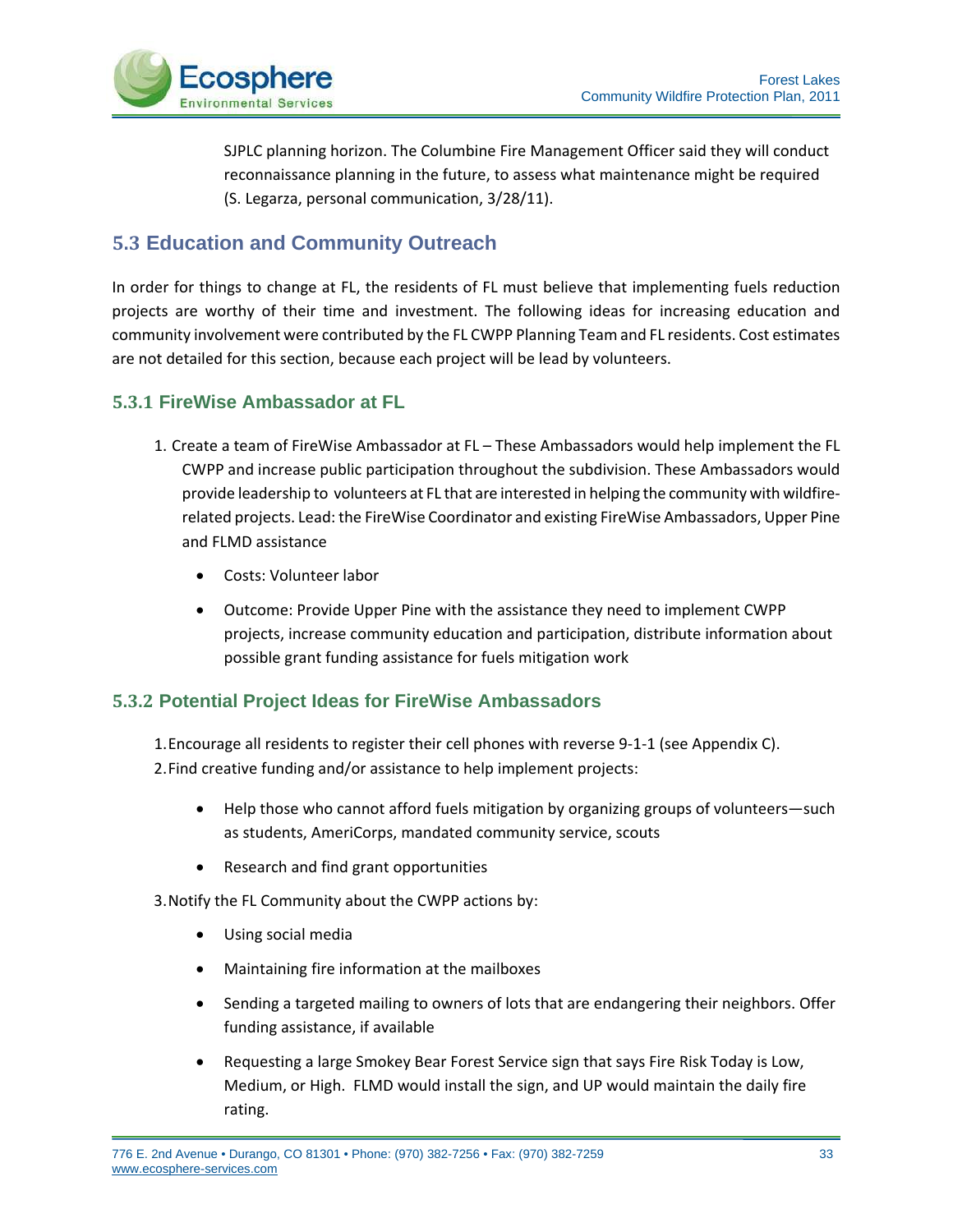SJPLC planning horizon. The Columbine Fire Management Officer said they will conduct reconnaissance planning in the future, to assess what maintenance might be required (S. Legarza, personal communication, 3/28/11).

## 5.3 Education and Community Outreach

In order for things to change at FL, the residents of FL must believe that implementing fuels reduction projects are worthy of their time and investment. The following ideas for increasing education and community involvement were contributed by the FL CWPP Planning Team and FL residents. Cost estimates are not detailed for this section, because each project will be lead by volunteers.

### 5.3.1 FireWise Ambassador at FL

1. Create a team of FireWise Ambassador at FL – These Ambassadors would help implement the FL CWPP and increase public participation throughout the subdivision. These Ambassadors would provide leadership to volunteers at FL that are interested in helping the community with wildfire-related projects. Lead: the FireWise Coordinator and existing FireWise Ambassadors, Upper Pine and FLMD assistance

    - Costs: Volunteer labor
    - Outcome: Provide Upper Pine with the assistance they need to implement CWPP projects, increase community education and participation, distribute information about possible grant funding assistance for fuels mitigation work

### 5.3.2 Potential Project Ideas for FireWise Ambassadors

1. Encourage all residents to register their cell phones with reverse 9-1-1 (see Appendix C).
2. Find creative funding and/or assistance to help implement projects:
    - Help those who cannot afford fuels mitigation by organizing groups of volunteers—such as students, AmeriCorps, mandated community service, scouts
    - Research and find grant opportunities
3. Notify the FL Community about the CWPP actions by:
    - Using social media
    - Maintaining fire information at the mailboxes
    - Sending a targeted mailing to owners of lots that are endangering their neighbors. Offer funding assistance, if available
    - Requesting a large Smokey Bear Forest Service sign that says Fire Risk Today is Low, Medium, or High. FLMD would install the sign, and UP would maintain the daily fire rating.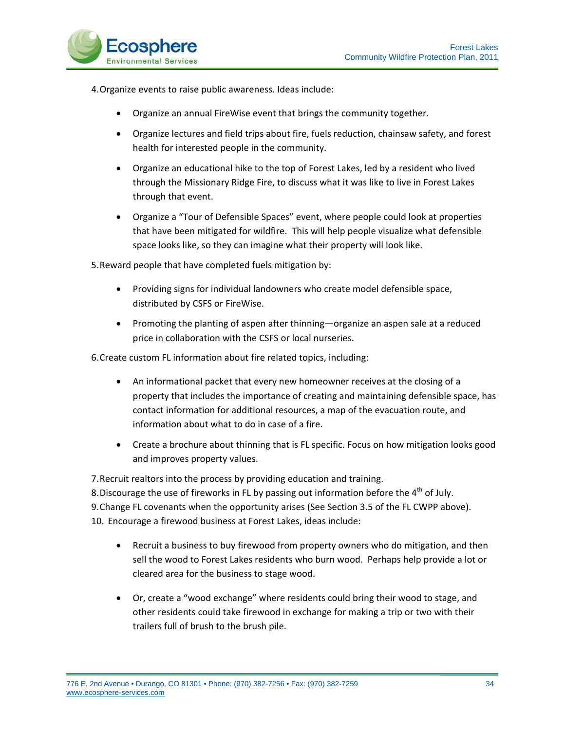4. Organize events to raise public awareness. Ideas include:

   - Organize an annual FireWise event that brings the community together.
   - Organize lectures and field trips about fire, fuels reduction, chainsaw safety, and forest health for interested people in the community.
   - Organize an educational hike to the top of Forest Lakes, led by a resident who lived through the Missionary Ridge Fire, to discuss what it was like to live in Forest Lakes through that event.
   - Organize a "Tour of Defensible Spaces" event, where people could look at properties that have been mitigated for wildfire. This will help people visualize what defensible space looks like, so they can imagine what their property will look like.

5. Reward people that have completed fuels mitigation by:

   - Providing signs for individual landowners who create model defensible space, distributed by CSFS or FireWise.
   - Promoting the planting of aspen after thinning—organize an aspen sale at a reduced price in collaboration with the CSFS or local nurseries.

6. Create custom FL information about fire related topics, including:

   - An informational packet that every new homeowner receives at the closing of a property that includes the importance of creating and maintaining defensible space, has contact information for additional resources, a map of the evacuation route, and information about what to do in case of a fire.
   - Create a brochure about thinning that is FL specific. Focus on how mitigation looks good and improves property values.

7. Recruit realtors into the process by providing education and training.
8. Discourage the use of fireworks in FL by passing out information before the 4th of July.
9. Change FL covenants when the opportunity arises (See Section 3.5 of the FL CWPP above).
10. Encourage a firewood business at Forest Lakes, ideas include:

    - Recruit a business to buy firewood from property owners who do mitigation, and then sell the wood to Forest Lakes residents who burn wood. Perhaps help provide a lot or cleared area for the business to stage wood.
    - Or, create a "wood exchange" where residents could bring their wood to stage, and other residents could take firewood in exchange for making a trip or two with their trailers full of brush to the brush pile.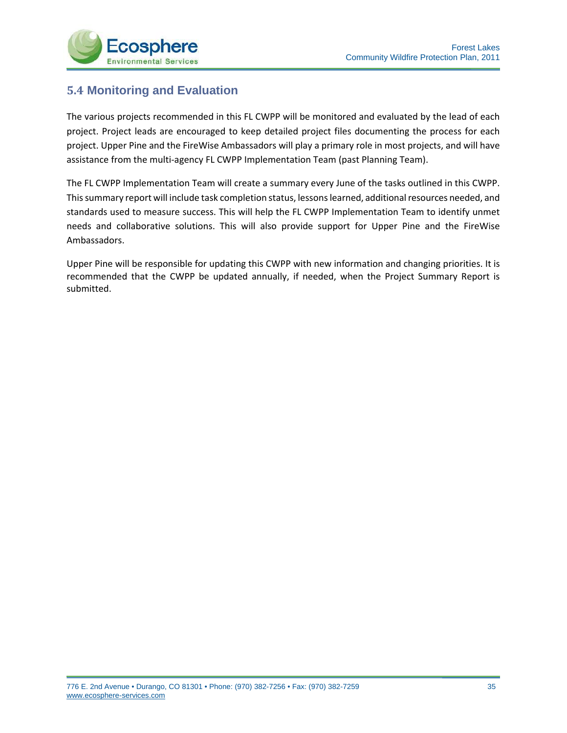## 5.4 Monitoring and Evaluation

The various projects recommended in this FL CWPP will be monitored and evaluated by the lead of each project. Project leads are encouraged to keep detailed project files documenting the process for each project. Upper Pine and the FireWise Ambassadors will play a primary role in most projects, and will have assistance from the multi-agency FL CWPP Implementation Team (past Planning Team).

The FL CWPP Implementation Team will create a summary every June of the tasks outlined in this CWPP. This summary report will include task completion status, lessons learned, additional resources needed, and standards used to measure success. This will help the FL CWPP Implementation Team to identify unmet needs and collaborative solutions. This will also provide support for Upper Pine and the FireWise Ambassadors.

Upper Pine will be responsible for updating this CWPP with new information and changing priorities. It is recommended that the CWPP be updated annually, if needed, when the Project Summary Report is submitted.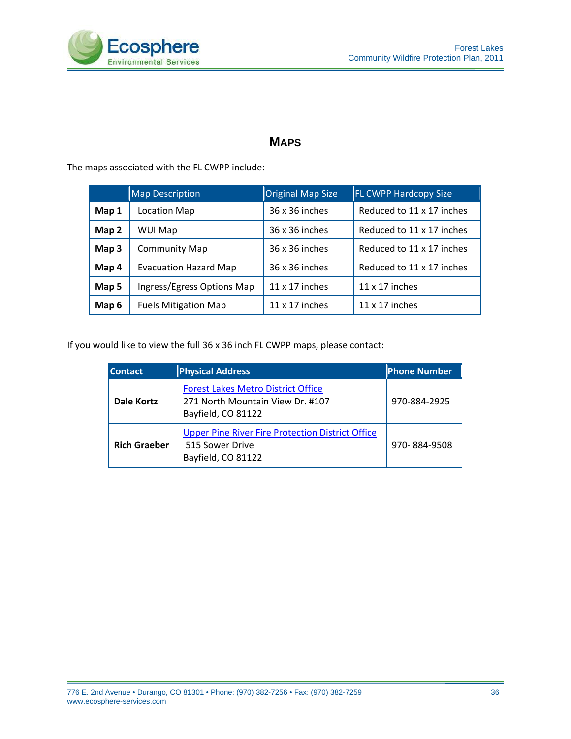# Maps

The maps associated with the FL CWPP include:

| | Map Description | Original Map Size | FL CWPP Hardcopy Size |
|---|---|---|---|
| **Map 1** | Location Map | 36 x 36 inches | Reduced to 11 x 17 inches |
| **Map 2** | WUI Map | 36 x 36 inches | Reduced to 11 x 17 inches |
| **Map 3** | Community Map | 36 x 36 inches | Reduced to 11 x 17 inches |
| **Map 4** | Evacuation Hazard Map | 36 x 36 inches | Reduced to 11 x 17 inches |
| **Map 5** | Ingress/Egress Options Map | 11 x 17 inches | 11 x 17 inches |
| **Map 6** | Fuels Mitigation Map | 11 x 17 inches | 11 x 17 inches |

If you would like to view the full 36 x 36 inch FL CWPP maps, please contact:

| Contact | Physical Address | Phone Number |
|---|---|---|
| **Dale Kortz** | Forest Lakes Metro District Office<br>271 North Mountain View Dr. #107<br>Bayfield, CO 81122 | 970-884-2925 |
| **Rich Graeber** | Upper Pine River Fire Protection District Office<br>515 Sower Drive<br>Bayfield, CO 81122 | 970- 884-9508 |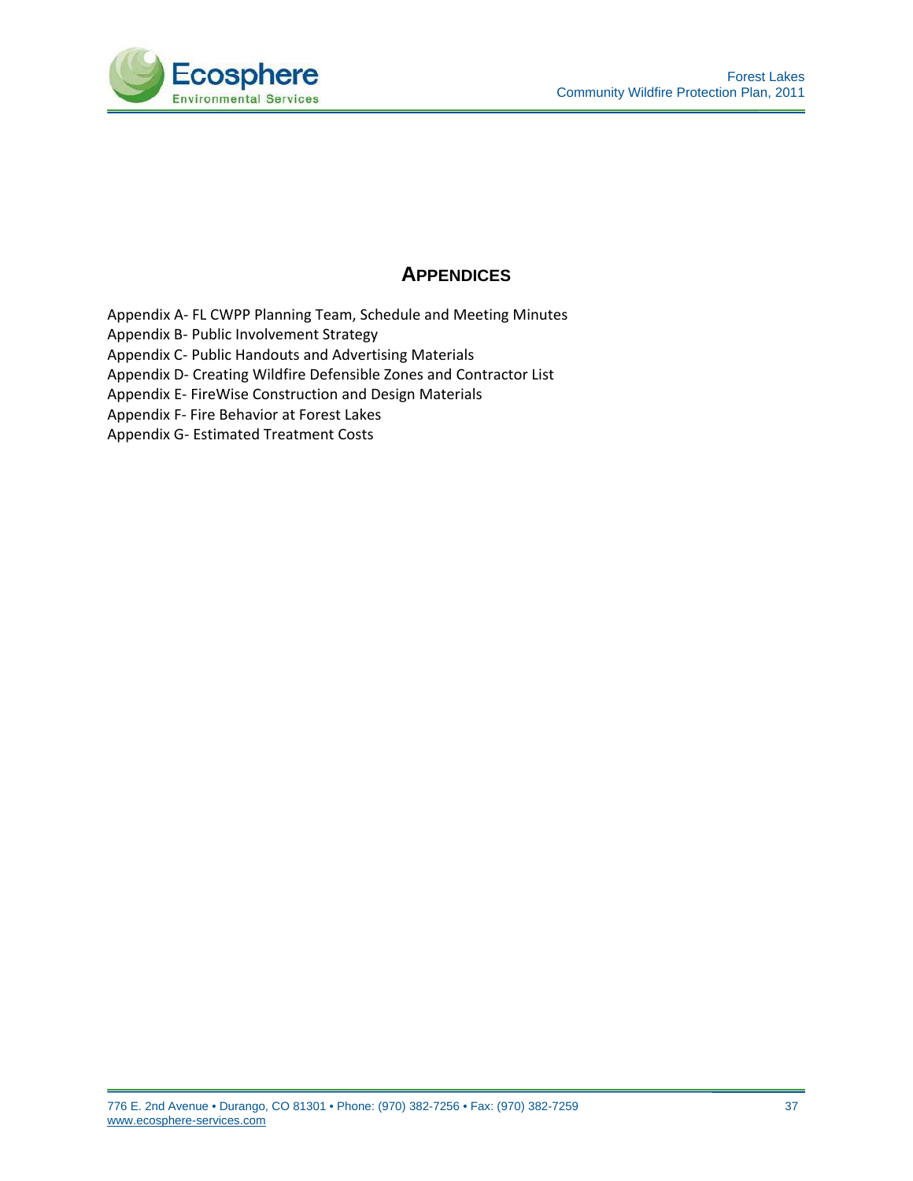# APPENDICES

Appendix A- FL CWPP Planning Team, Schedule and Meeting Minutes
Appendix B- Public Involvement Strategy
Appendix C- Public Handouts and Advertising Materials
Appendix D- Creating Wildfire Defensible Zones and Contractor List
Appendix E- FireWise Construction and Design Materials
Appendix F- Fire Behavior at Forest Lakes
Appendix G- Estimated Treatment Costs